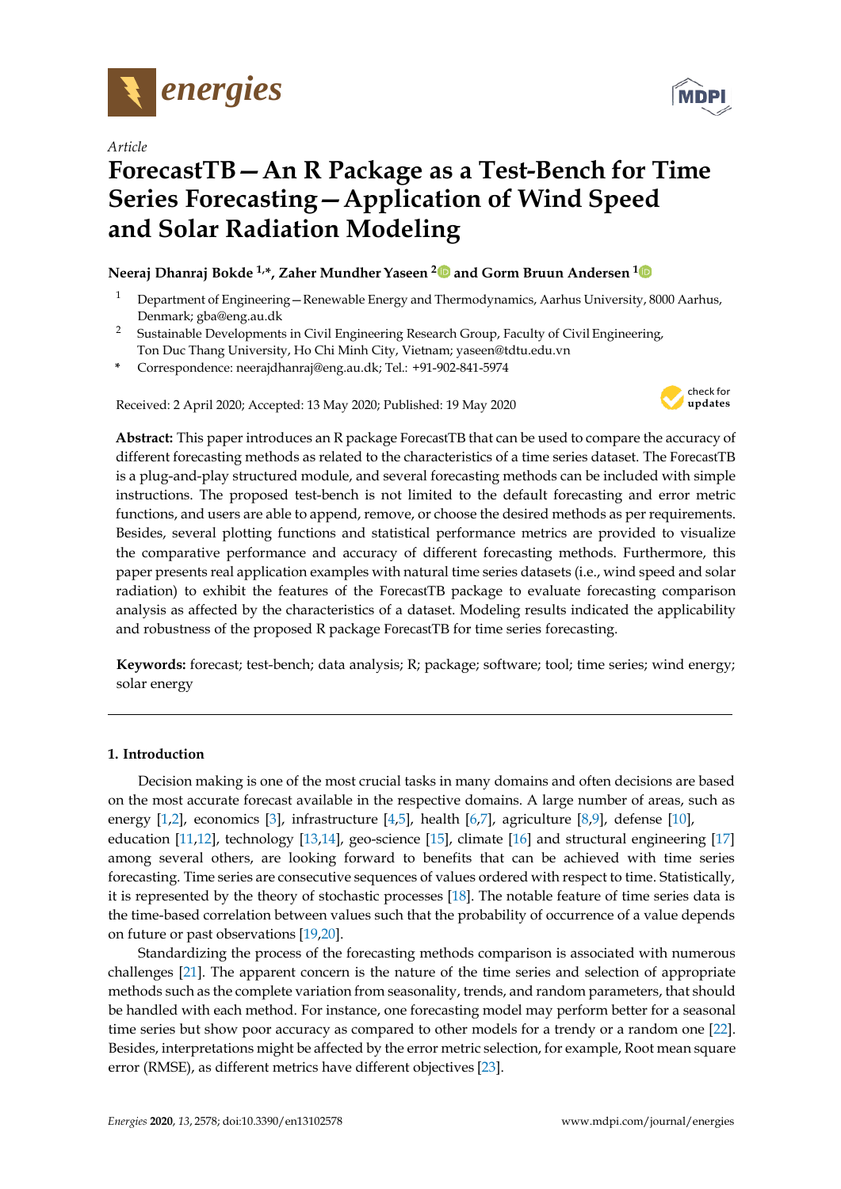*Article*

# ForecastTB—An R Package as a Test-Bench for Time Series Forecasting—Application of Wind Speed and Solar Radiation Modeling

**Neeraj Dhanraj Bokde [1,*], Zaher Mundher Yaseen [2] and Gorm Bruun Andersen [1]**

[1] Department of Engineering—Renewable Energy and Thermodynamics, Aarhus University, 8000 Aarhus, Denmark; gba@eng.au.dk

[2] Sustainable Developments in Civil Engineering Research Group, Faculty of Civil Engineering, Ton Duc Thang University, Ho Chi Minh City, Vietnam; yaseen@tdtu.edu.vn

[*] Correspondence: neerajdhanraj@eng.au.dk; Tel.: +91-902-841-5974

Received: 2 April 2020; Accepted: 13 May 2020; Published: 19 May 2020

**Abstract:** This paper introduces an R package ForecastTB that can be used to compare the accuracy of different forecasting methods as related to the characteristics of a time series dataset. The ForecastTB is a plug-and-play structured module, and several forecasting methods can be included with simple instructions. The proposed test-bench is not limited to the default forecasting and error metric functions, and users are able to append, remove, or choose the desired methods as per requirements. Besides, several plotting functions and statistical performance metrics are provided to visualize the comparative performance and accuracy of different forecasting methods. Furthermore, this paper presents real application examples with natural time series datasets (i.e., wind speed and solar radiation) to exhibit the features of the ForecastTB package to evaluate forecasting comparison analysis as affected by the characteristics of a dataset. Modeling results indicated the applicability and robustness of the proposed R package ForecastTB for time series forecasting.

**Keywords:** forecast; test-bench; data analysis; R; package; software; tool; time series; wind energy; solar energy

## 1. Introduction

Decision making is one of the most crucial tasks in many domains and often decisions are based on the most accurate forecast available in the respective domains. A large number of areas, such as energy [1,2], economics [3], infrastructure [4,5], health [6,7], agriculture [8,9], defense [10], education [11,12], technology [13,14], geo-science [15], climate [16] and structural engineering [17] among several others, are looking forward to benefits that can be achieved with time series forecasting. Time series are consecutive sequences of values ordered with respect to time. Statistically, it is represented by the theory of stochastic processes [18]. The notable feature of time series data is the time-based correlation between values such that the probability of occurrence of a value depends on future or past observations [19,20].

Standardizing the process of the forecasting methods comparison is associated with numerous challenges [21]. The apparent concern is the nature of the time series and selection of appropriate methods such as the complete variation from seasonality, trends, and random parameters, that should be handled with each method. For instance, one forecasting model may perform better for a seasonal time series but show poor accuracy as compared to other models for a trendy or a random one [22]. Besides, interpretations might be affected by the error metric selection, for example, Root mean square error (RMSE), as different metrics have different objectives [23].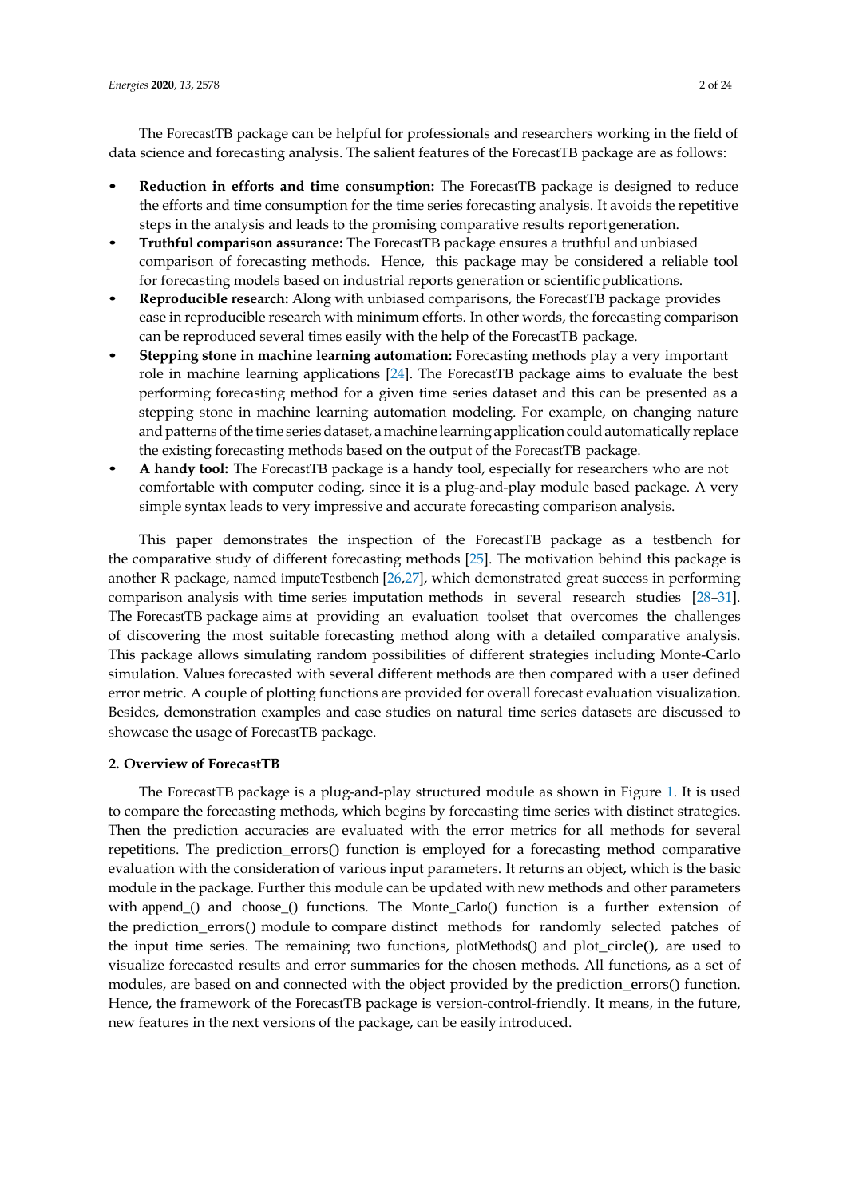The ForecastTB package can be helpful for professionals and researchers working in the field of data science and forecasting analysis. The salient features of the ForecastTB package are as follows:

- **Reduction in efforts and time consumption:** The ForecastTB package is designed to reduce the efforts and time consumption for the time series forecasting analysis. It avoids the repetitive steps in the analysis and leads to the promising comparative results report generation.
- **Truthful comparison assurance:** The ForecastTB package ensures a truthful and unbiased comparison of forecasting methods. Hence, this package may be considered a reliable tool for forecasting models based on industrial reports generation or scientific publications.
- **Reproducible research:** Along with unbiased comparisons, the ForecastTB package provides ease in reproducible research with minimum efforts. In other words, the forecasting comparison can be reproduced several times easily with the help of the ForecastTB package.
- **Stepping stone in machine learning automation:** Forecasting methods play a very important role in machine learning applications [24]. The ForecastTB package aims to evaluate the best performing forecasting method for a given time series dataset and this can be presented as a stepping stone in machine learning automation modeling. For example, on changing nature and patterns of the time series dataset, a machine learning application could automatically replace the existing forecasting methods based on the output of the ForecastTB package.
- **A handy tool:** The ForecastTB package is a handy tool, especially for researchers who are not comfortable with computer coding, since it is a plug-and-play module based package. A very simple syntax leads to very impressive and accurate forecasting comparison analysis.

This paper demonstrates the inspection of the ForecastTB package as a testbench for the comparative study of different forecasting methods [25]. The motivation behind this package is another R package, named imputeTestbench [26,27], which demonstrated great success in performing comparison analysis with time series imputation methods in several research studies [28–31]. The ForecastTB package aims at providing an evaluation toolset that overcomes the challenges of discovering the most suitable forecasting method along with a detailed comparative analysis. This package allows simulating random possibilities of different strategies including Monte-Carlo simulation. Values forecasted with several different methods are then compared with a user defined error metric. A couple of plotting functions are provided for overall forecast evaluation visualization. Besides, demonstration examples and case studies on natural time series datasets are discussed to showcase the usage of ForecastTB package.

## 2. Overview of ForecastTB

The ForecastTB package is a plug-and-play structured module as shown in Figure 1. It is used to compare the forecasting methods, which begins by forecasting time series with distinct strategies. Then the prediction accuracies are evaluated with the error metrics for all methods for several repetitions. The prediction_errors() function is employed for a forecasting method comparative evaluation with the consideration of various input parameters. It returns an object, which is the basic module in the package. Further this module can be updated with new methods and other parameters with append_() and choose_() functions. The Monte_Carlo() function is a further extension of the prediction_errors() module to compare distinct methods for randomly selected patches of the input time series. The remaining two functions, plotMethods() and plot_circle(), are used to visualize forecasted results and error summaries for the chosen methods. All functions, as a set of modules, are based on and connected with the object provided by the prediction_errors() function. Hence, the framework of the ForecastTB package is version-control-friendly. It means, in the future, new features in the next versions of the package, can be easily introduced.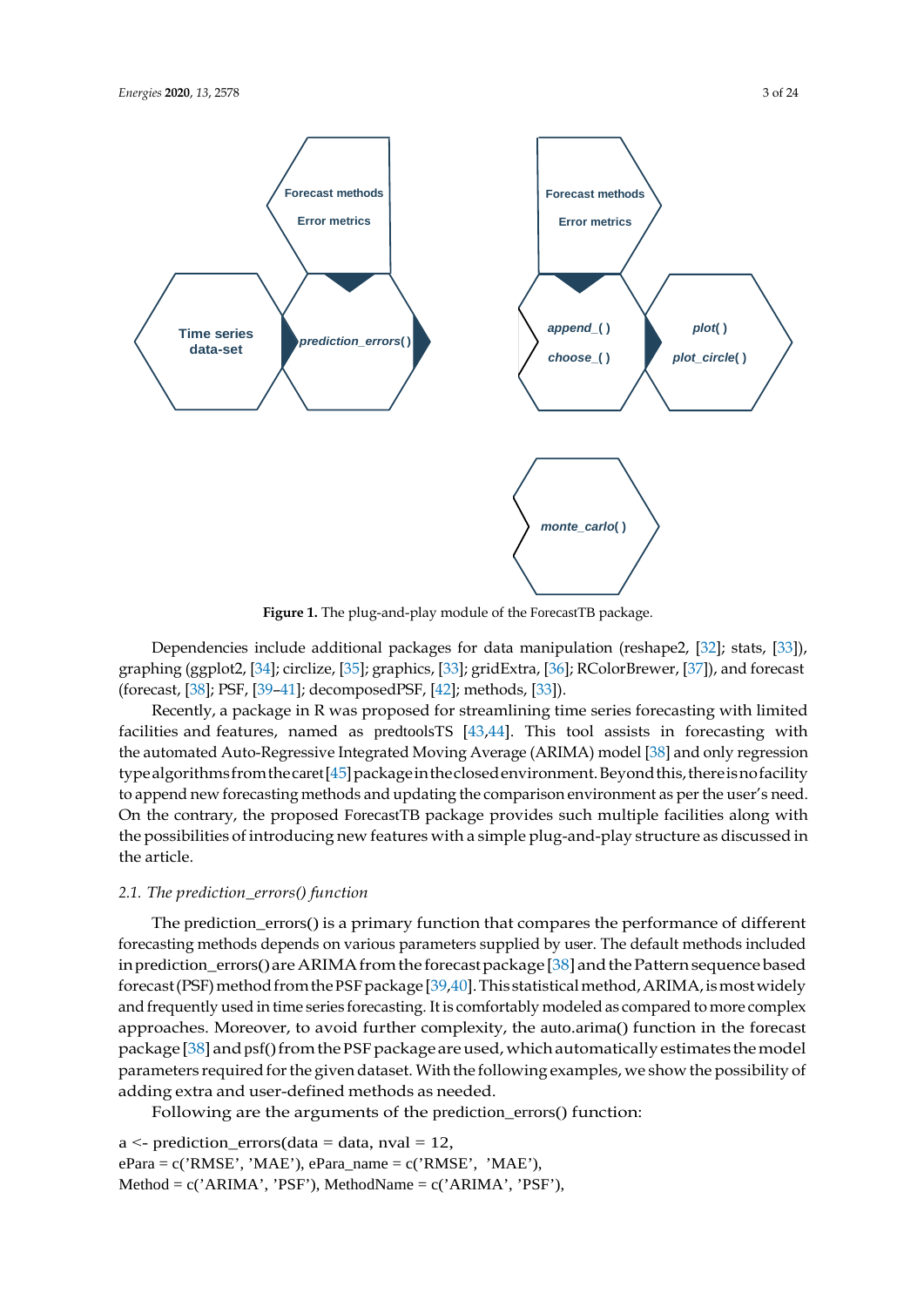**Figure 1.** The plug-and-play module of the ForecastTB package.

Dependencies include additional packages for data manipulation (reshape2, [32]; stats, [33]), graphing (ggplot2, [34]; circlize, [35]; graphics, [33]; gridExtra, [36]; RColorBrewer, [37]), and forecast (forecast, [38]; PSF, [39–41]; decomposedPSF, [42]; methods, [33]).

Recently, a package in R was proposed for streamlining time series forecasting with limited facilities and features, named as predtoolsTS [43,44]. This tool assists in forecasting with the automated Auto-Regressive Integrated Moving Average (ARIMA) model [38] and only regression type algorithms from the caret [45] package in the closed environment. Beyond this, there is no facility to append new forecasting methods and updating the comparison environment as per the user's need. On the contrary, the proposed ForecastTB package provides such multiple facilities along with the possibilities of introducing new features with a simple plug-and-play structure as discussed in the article.

### 2.1. The prediction_errors() function

The prediction_errors() is a primary function that compares the performance of different forecasting methods depends on various parameters supplied by user. The default methods included in prediction_errors() are ARIMA from the forecast package [38] and the Pattern sequence based forecast (PSF) method from the PSF package [39,40]. This statistical method, ARIMA, is most widely and frequently used in time series forecasting. It is comfortably modeled as compared to more complex approaches. Moreover, to avoid further complexity, the auto.arima() function in the forecast package [38] and psf() from the PSF package are used, which automatically estimates the model parameters required for the given dataset. With the following examples, we show the possibility of adding extra and user-defined methods as needed.

Following are the arguments of the prediction_errors() function:

```
a <- prediction_errors(data = data, nval = 12,
ePara = c('RMSE', 'MAE'), ePara_name = c('RMSE', 'MAE'),
Method = c('ARIMA', 'PSF'), MethodName = c('ARIMA', 'PSF'),
```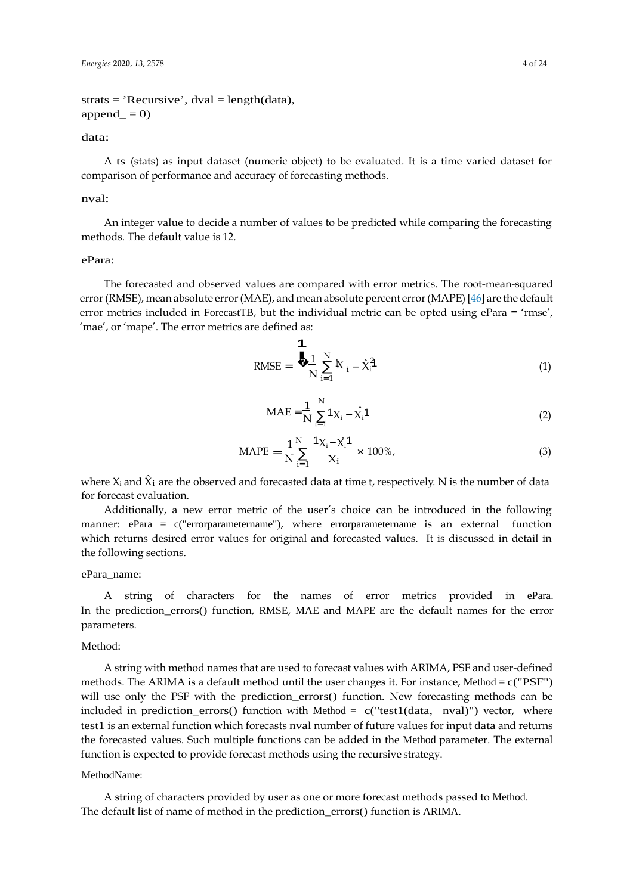strats = 'Recursive', dval = length(data),
append_ = 0)

data:

A ts (stats) as input dataset (numeric object) to be evaluated. It is a time varied dataset for comparison of performance and accuracy of forecasting methods.

nval:

An integer value to decide a number of values to be predicted while comparing the forecasting methods. The default value is 12.

ePara:

The forecasted and observed values are compared with error metrics. The root-mean-squared error (RMSE), mean absolute error (MAE), and mean absolute percent error (MAPE) [46] are the default error metrics included in ForecastTB, but the individual metric can be opted using ePara = 'rmse', 'mae', or 'mape'. The error metrics are defined as:

$$\text{RMSE} = \sqrt{\frac{1}{N}\sum_{i=1}^{N}\left(X_i - \hat{X}_i\right)^2} \tag{1}$$

$$\text{MAE} = \frac{1}{N}\sum_{i=1}^{N}\left|X_i - \hat{X}_i\right| \tag{2}$$

$$\text{MAPE} = \frac{1}{N}\sum_{i=1}^{N}\frac{\left|X_i - \hat{X}_i\right|}{X_i} \times 100\%, \tag{3}$$

where $X_i$ and $\hat{X}_i$ are the observed and forecasted data at time t, respectively. N is the number of data for forecast evaluation.

Additionally, a new error metric of the user's choice can be introduced in the following manner: ePara = c("errorparametername"), where errorparametername is an external function which returns desired error values for original and forecasted values. It is discussed in detail in the following sections.

ePara_name:

A string of characters for the names of error metrics provided in ePara. In the prediction_errors() function, RMSE, MAE and MAPE are the default names for the error parameters.

Method:

A string with method names that are used to forecast values with ARIMA, PSF and user-defined methods. The ARIMA is a default method until the user changes it. For instance, Method = c("PSF") will use only the PSF with the prediction_errors() function. New forecasting methods can be included in prediction_errors() function with Method = c("test1(data, nval)") vector, where test1 is an external function which forecasts nval number of future values for input data and returns the forecasted values. Such multiple functions can be added in the Method parameter. The external function is expected to provide forecast methods using the recursive strategy.

MethodName:

A string of characters provided by user as one or more forecast methods passed to Method. The default list of name of method in the prediction_errors() function is ARIMA.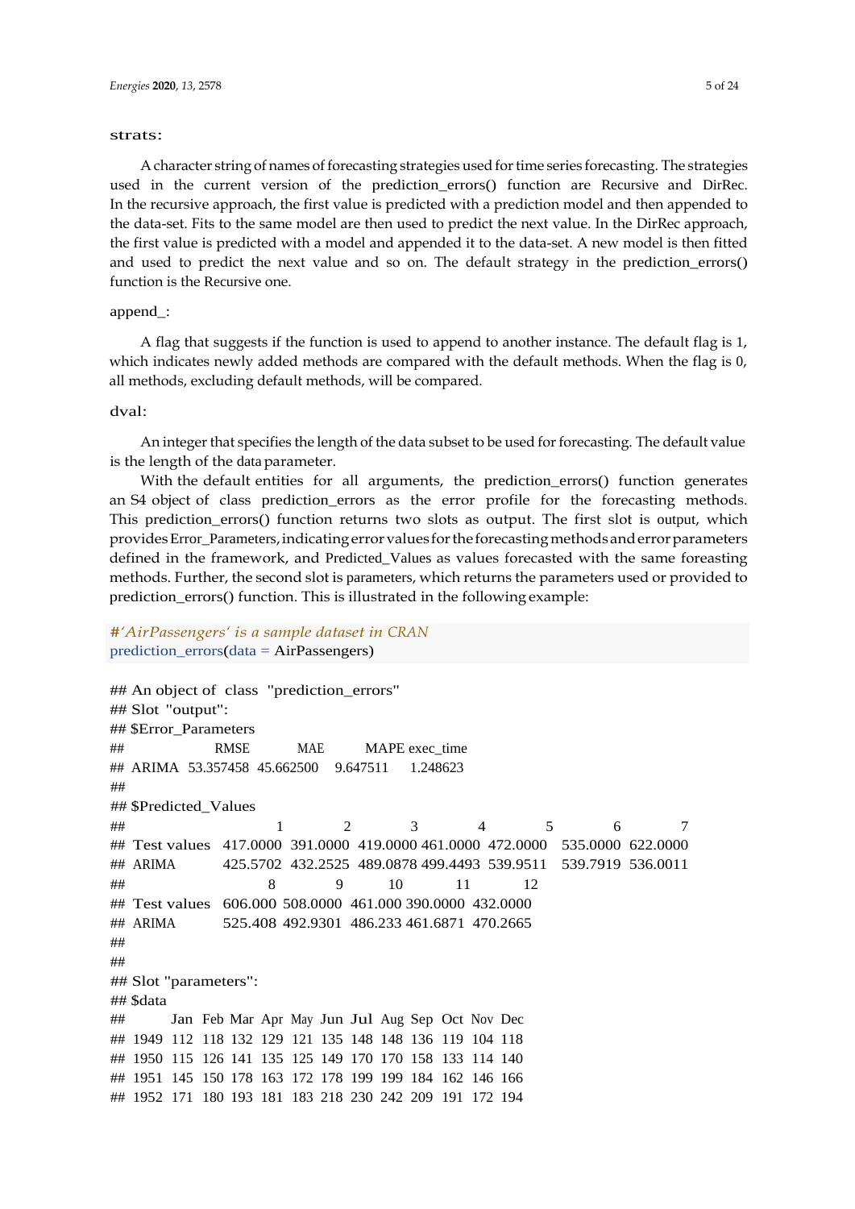strats:

A character string of names of forecasting strategies used for time series forecasting. The strategies used in the current version of the prediction_errors() function are Recursive and DirRec. In the recursive approach, the first value is predicted with a prediction model and then appended to the data-set. Fits to the same model are then used to predict the next value. In the DirRec approach, the first value is predicted with a model and appended it to the data-set. A new model is then fitted and used to predict the next value and so on. The default strategy in the prediction_errors() function is the Recursive one.

append_:

A flag that suggests if the function is used to append to another instance. The default flag is 1, which indicates newly added methods are compared with the default methods. When the flag is 0, all methods, excluding default methods, will be compared.

dval:

An integer that specifies the length of the data subset to be used for forecasting. The default value is the length of the data parameter.

With the default entities for all arguments, the prediction_errors() function generates an S4 object of class prediction_errors as the error profile for the forecasting methods. This prediction_errors() function returns two slots as output. The first slot is output, which provides Error_Parameters, indicating error values for the forecasting methods and error parameters defined in the framework, and Predicted_Values as values forecasted with the same foreasting methods. Further, the second slot is parameters, which returns the parameters used or provided to prediction_errors() function. This is illustrated in the following example:

```
#'AirPassengers' is a sample dataset in CRAN
prediction_errors(data = AirPassengers)
```

```
## An object of class "prediction_errors"
## Slot "output":
## $Error_Parameters
##            RMSE       MAE     MAPE exec_time
## ARIMA 53.357458 45.662500 9.647511  1.248623
##
## $Predicted_Values
##                    1        2        3        4        5        6        7
## Test values 417.0000 391.0000 419.0000 461.0000 472.0000 535.0000 622.0000
## ARIMA       425.5702 432.2525 489.0878 499.4493 539.9511 539.7919 536.0011
##                   8        9      10       11       12
## Test values 606.000 508.0000 461.000 390.0000 432.0000
## ARIMA       525.408 492.9301 486.233 461.6871 470.2665
##
##
## Slot "parameters":
## $data
##      Jan Feb Mar Apr May Jun Jul Aug Sep Oct Nov Dec
## 1949 112 118 132 129 121 135 148 148 136 119 104 118
## 1950 115 126 141 135 125 149 170 170 158 133 114 140
## 1951 145 150 178 163 172 178 199 199 184 162 146 166
## 1952 171 180 193 181 183 218 230 242 209 191 172 194
```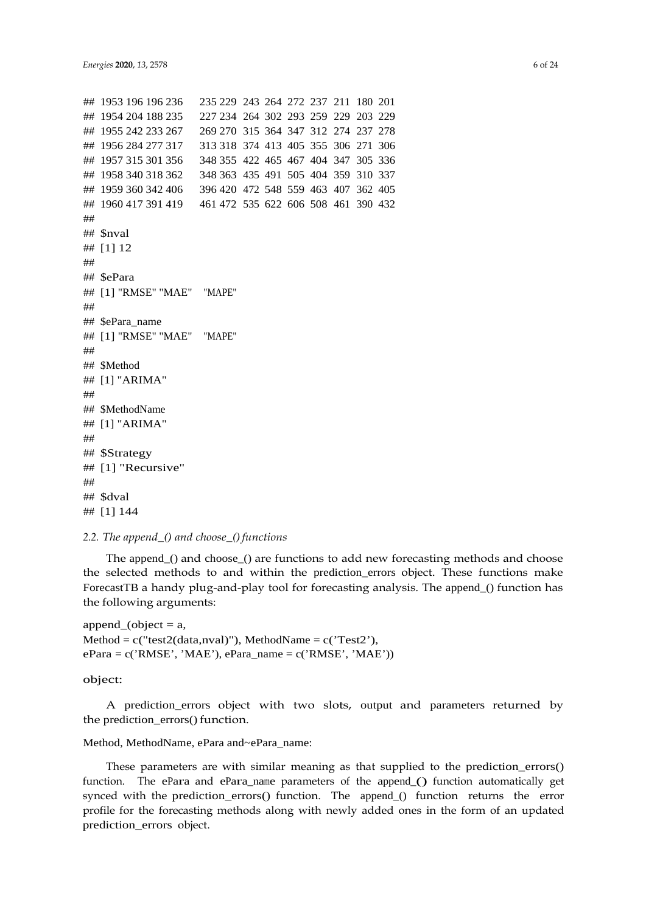```
## 1953 196 196 236     235 229  243  264  272  237  211  180  201
## 1954 204 188 235     227 234  264  302  293  259  229  203  229
## 1955 242 233 267     269 270  315  364  347  312  274  237  278
## 1956 284 277 317     313 318  374  413  405  355  306  271  306
## 1957 315 301 356     348 355  422  465  467  404  347  305  336
## 1958 340 318 362     348 363  435  491  505  404  359  310  337
## 1959 360 342 406     396 420  472  548  559  463  407  362  405
## 1960 417 391 419     461 472  535  622  606  508  461  390  432
##
## $nval
## [1] 12
##
## $ePara
## [1] "RMSE" "MAE"    "MAPE"
##
## $ePara_name
## [1] "RMSE" "MAE"    "MAPE"
##
## $Method
## [1] "ARIMA"
##
## $MethodName
## [1] "ARIMA"
##
## $Strategy
## [1] "Recursive"
##
## $dval
## [1] 144
```

### *2.2. The append_() and choose_() functions*

The append_() and choose_() are functions to add new forecasting methods and choose the selected methods to and within the prediction_errors object. These functions make ForecastTB a handy plug-and-play tool for forecasting analysis. The append_() function has the following arguments:

```
append_(object = a,
Method = c("test2(data,nval)"), MethodName = c('Test2'),
ePara = c('RMSE', 'MAE'), ePara_name = c('RMSE', 'MAE'))
```

object:

A prediction_errors object with two slots, output and parameters returned by the prediction_errors() function.

Method, MethodName, ePara and~ePara_name:

These parameters are with similar meaning as that supplied to the prediction_errors() function. The ePara and ePara_name parameters of the append_() function automatically get synced with the prediction_errors() function. The append_() function returns the error profile for the forecasting methods along with newly added ones in the form of an updated prediction_errors object.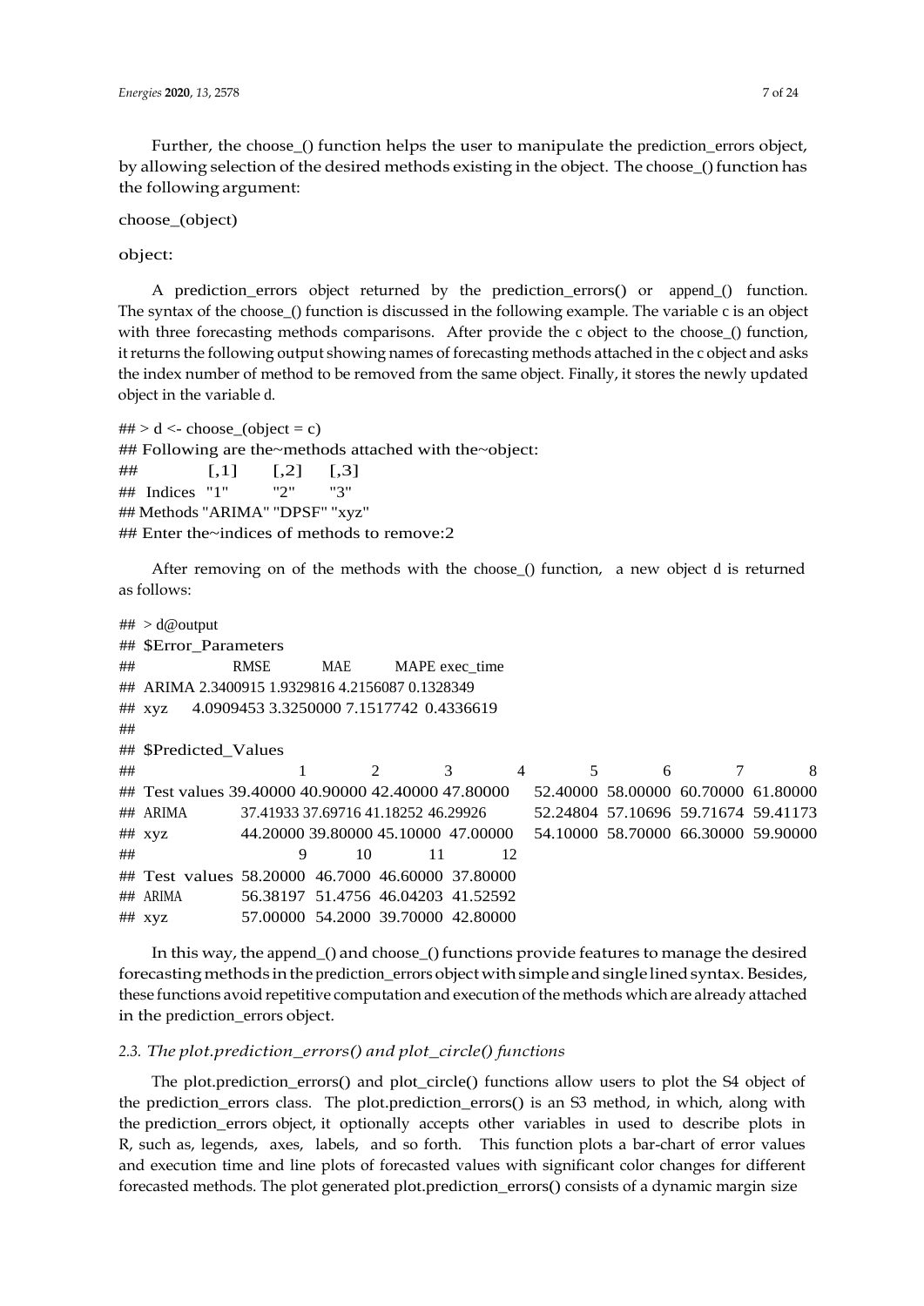Further, the choose_() function helps the user to manipulate the prediction_errors object, by allowing selection of the desired methods existing in the object. The choose_() function has the following argument:

choose_(object)

object:

A prediction_errors object returned by the prediction_errors() or append_() function. The syntax of the choose_() function is discussed in the following example. The variable c is an object with three forecasting methods comparisons. After provide the c object to the choose_() function, it returns the following output showing names of forecasting methods attached in the c object and asks the index number of method to be removed from the same object. Finally, it stores the newly updated object in the variable d.

```
## > d <- choose_(object = c)
## Following are the~methods attached with the~object:
##          [,1]    [,2]    [,3]
## Indices  "1"     "2"     "3"
## Methods "ARIMA" "DPSF" "xyz"
## Enter the~indices of methods to remove:2
```

After removing on of the methods with the choose_() function, a new object d is returned as follows:

```
## > d@output
## $Error_Parameters
##             RMSE       MAE      MAPE exec_time
## ARIMA 2.3400915 1.9329816 4.2156087 0.1328349
## xyz   4.0909453 3.3250000 7.1517742 0.4336619
##
## $Predicted_Values
##                    1        2        3        4        5        6        7        8
## Test values 39.40000 40.90000 42.40000 47.80000 52.40000 58.00000 60.70000 61.80000
## ARIMA       37.41933 37.69716 41.18252 46.29926 52.24804 57.10696 59.71674 59.41173
## xyz         44.20000 39.80000 45.10000 47.00000 54.10000 58.70000 66.30000 59.90000
##                    9      10       11       12
## Test values 58.20000 46.7000 46.60000 37.80000
## ARIMA       56.38197 51.4756 46.04203 41.52592
## xyz         57.00000 54.2000 39.70000 42.80000
```

In this way, the append_() and choose_() functions provide features to manage the desired forecasting methods in the prediction_errors object with simple and single lined syntax. Besides, these functions avoid repetitive computation and execution of the methods which are already attached in the prediction_errors object.

### *2.3. The plot.prediction_errors() and plot_circle() functions*

The plot.prediction_errors() and plot_circle() functions allow users to plot the S4 object of the prediction_errors class. The plot.prediction_errors() is an S3 method, in which, along with the prediction_errors object, it optionally accepts other variables in used to describe plots in R, such as, legends, axes, labels, and so forth. This function plots a bar-chart of error values and execution time and line plots of forecasted values with significant color changes for different forecasted methods. The plot generated plot.prediction_errors() consists of a dynamic margin size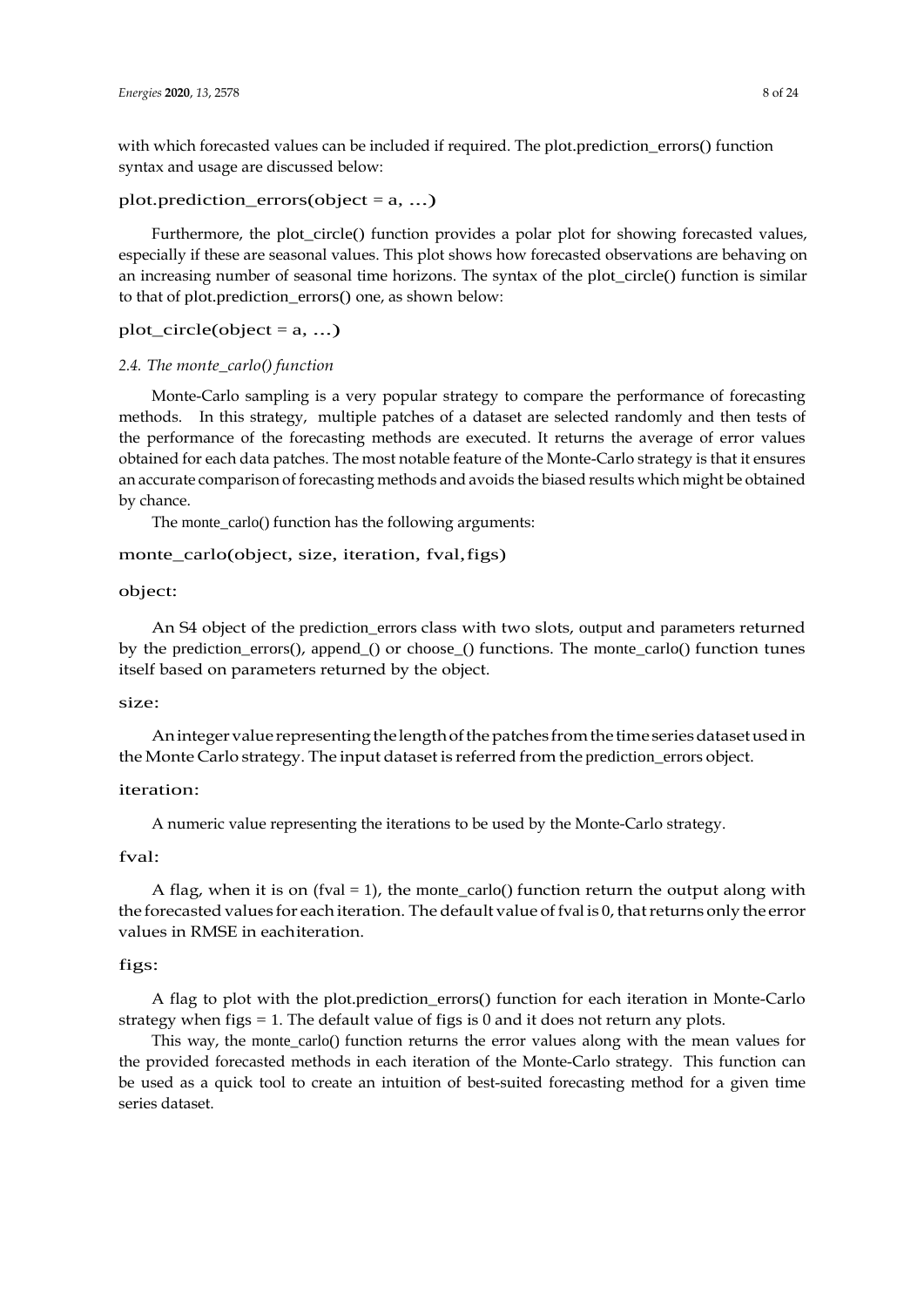with which forecasted values can be included if required. The plot.prediction_errors() function syntax and usage are discussed below:

```
plot.prediction_errors(object = a, ...)
```

Furthermore, the plot_circle() function provides a polar plot for showing forecasted values, especially if these are seasonal values. This plot shows how forecasted observations are behaving on an increasing number of seasonal time horizons. The syntax of the plot_circle() function is similar to that of plot.prediction_errors() one, as shown below:

```
plot_circle(object = a, ...)
```

### *2.4. The monte_carlo() function*

Monte-Carlo sampling is a very popular strategy to compare the performance of forecasting methods. In this strategy, multiple patches of a dataset are selected randomly and then tests of the performance of the forecasting methods are executed. It returns the average of error values obtained for each data patches. The most notable feature of the Monte-Carlo strategy is that it ensures an accurate comparison of forecasting methods and avoids the biased results which might be obtained by chance.

The monte_carlo() function has the following arguments:

```
monte_carlo(object, size, iteration, fval, figs)
```

object:

An S4 object of the prediction_errors class with two slots, output and parameters returned by the prediction_errors(), append_() or choose_() functions. The monte_carlo() function tunes itself based on parameters returned by the object.

size:

An integer value representing the length of the patches from the time series dataset used in the Monte Carlo strategy. The input dataset is referred from the prediction_errors object.

iteration:

A numeric value representing the iterations to be used by the Monte-Carlo strategy.

fval:

A flag, when it is on (fval = 1), the monte_carlo() function return the output along with the forecasted values for each iteration. The default value of fval is 0, that returns only the error values in RMSE in each iteration.

figs:

A flag to plot with the plot.prediction_errors() function for each iteration in Monte-Carlo strategy when figs = 1. The default value of figs is 0 and it does not return any plots.

This way, the monte_carlo() function returns the error values along with the mean values for the provided forecasted methods in each iteration of the Monte-Carlo strategy. This function can be used as a quick tool to create an intuition of best-suited forecasting method for a given time series dataset.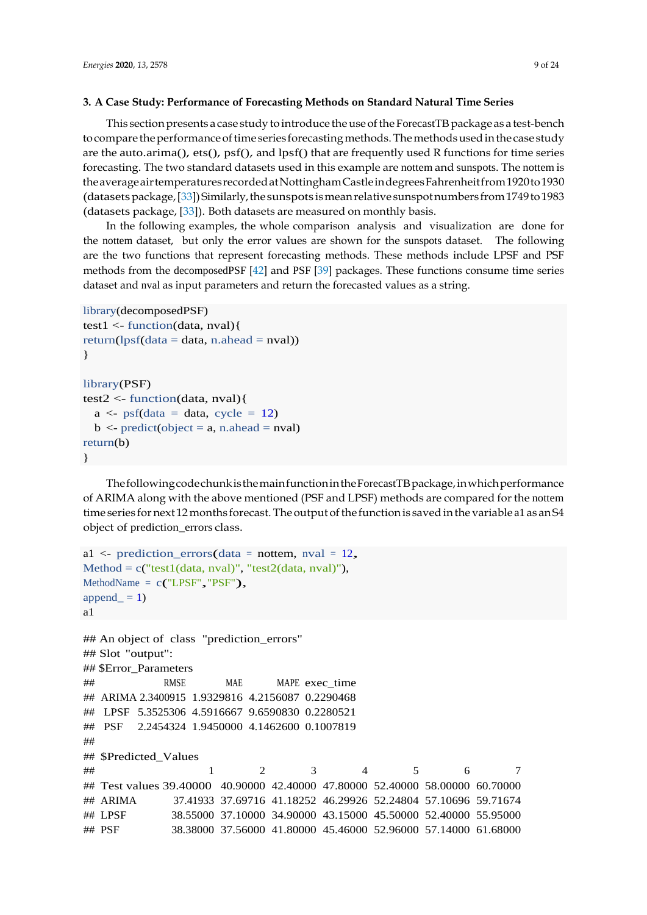## 3. A Case Study: Performance of Forecasting Methods on Standard Natural Time Series

This section presents a case study to introduce the use of the ForecastTB package as a test-bench to compare the performance of time series forecasting methods. The methods used in the case study are the auto.arima(), ets(), psf(), and lpsf() that are frequently used R functions for time series forecasting. The two standard datasets used in this example are nottem and sunspots. The nottem is the average air temperatures recorded at Nottingham Castle in degrees Fahrenheit from 1920 to 1930 (datasets package, [33]) Similarly, the sunspots is mean relative sunspot numbers from 1749 to 1983 (datasets package, [33]). Both datasets are measured on monthly basis.

In the following examples, the whole comparison analysis and visualization are done for the nottem dataset, but only the error values are shown for the sunspots dataset. The following are the two functions that represent forecasting methods. These methods include LPSF and PSF methods from the decomposedPSF [42] and PSF [39] packages. These functions consume time series dataset and nval as input parameters and return the forecasted values as a string.

```
library(decomposedPSF)
test1 <- function(data, nval){
return(lpsf(data = data, n.ahead = nval))
}

library(PSF)
test2 <- function(data, nval){
  a <- psf(data = data, cycle = 12)
  b <- predict(object = a, n.ahead = nval)
return(b)
}
```

The following code chunk is the main function in the ForecastTB package, in which performance of ARIMA along with the above mentioned (PSF and LPSF) methods are compared for the nottem time series for next 12 months forecast. The output of the function is saved in the variable a1 as an S4 object of prediction_errors class.

```
a1 <- prediction_errors(data = nottem, nval = 12,
Method = c("test1(data, nval)", "test2(data, nval)"),
MethodName = c("LPSF","PSF"),
append_ = 1)
a1
```

```
## An object of class "prediction_errors"
## Slot "output":
## $Error_Parameters
##            RMSE       MAE      MAPE  exec_time
##  ARIMA 2.3400915 1.9329816 4.2156087 0.2290468
##  LPSF  5.3525306 4.5916667 9.6590830 0.2280521
##  PSF   2.2454324 1.9450000 4.1462600 0.1007819
##
## $Predicted_Values
##                    1        2        3        4        5        6        7
## Test values 39.40000 40.90000 42.40000 47.80000 52.40000 58.00000 60.70000
## ARIMA       37.41933 37.69716 41.18252 46.29926 52.24804 57.10696 59.71674
## LPSF        38.55000 37.10000 34.90000 43.15000 45.50000 52.40000 55.95000
## PSF         38.38000 37.56000 41.80000 45.46000 52.96000 57.14000 61.68000
```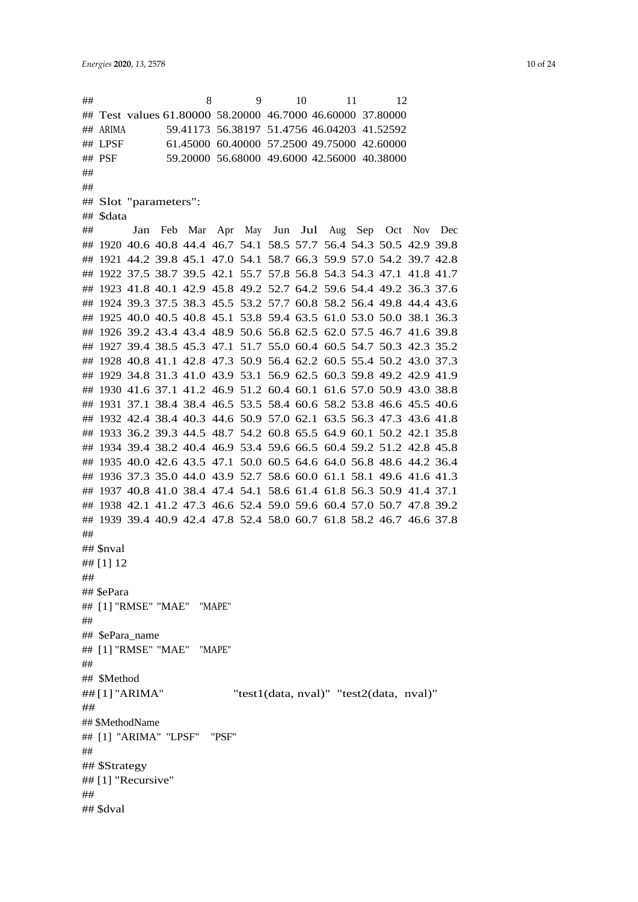```
##                      8        9       10        11        12
## Test values 61.80000 58.20000 46.7000 46.60000 37.80000
## ARIMA       59.41173 56.38197 51.4756 46.04203 41.52592
## LPSF        61.45000 60.40000 57.2500 49.75000 42.60000
## PSF         59.20000 56.68000 49.6000 42.56000 40.38000
##
##
## Slot "parameters":
## $data
##       Jan  Feb  Mar  Apr  May  Jun  Jul  Aug  Sep  Oct  Nov  Dec
## 1920 40.6 40.8 44.4 46.7 54.1 58.5 57.7 56.4 54.3 50.5 42.9 39.8
## 1921 44.2 39.8 45.1 47.0 54.1 58.7 66.3 59.9 57.0 54.2 39.7 42.8
## 1922 37.5 38.7 39.5 42.1 55.7 57.8 56.8 54.3 54.3 47.1 41.8 41.7
## 1923 41.8 40.1 42.9 45.8 49.2 52.7 64.2 59.6 54.4 49.2 36.3 37.6
## 1924 39.3 37.5 38.3 45.5 53.2 57.7 60.8 58.2 56.4 49.8 44.4 43.6
## 1925 40.0 40.5 40.8 45.1 53.8 59.4 63.5 61.0 53.0 50.0 38.1 36.3
## 1926 39.2 43.4 43.4 48.9 50.6 56.8 62.5 62.0 57.5 46.7 41.6 39.8
## 1927 39.4 38.5 45.3 47.1 51.7 55.0 60.4 60.5 54.7 50.3 42.3 35.2
## 1928 40.8 41.1 42.8 47.3 50.9 56.4 62.2 60.5 55.4 50.2 43.0 37.3
## 1929 34.8 31.3 41.0 43.9 53.1 56.9 62.5 60.3 59.8 49.2 42.9 41.9
## 1930 41.6 37.1 41.2 46.9 51.2 60.4 60.1 61.6 57.0 50.9 43.0 38.8
## 1931 37.1 38.4 38.4 46.5 53.5 58.4 60.6 58.2 53.8 46.6 45.5 40.6
## 1932 42.4 38.4 40.3 44.6 50.9 57.0 62.1 63.5 56.3 47.3 43.6 41.8
## 1933 36.2 39.3 44.5 48.7 54.2 60.8 65.5 64.9 60.1 50.2 42.1 35.8
## 1934 39.4 38.2 40.4 46.9 53.4 59.6 66.5 60.4 59.2 51.2 42.8 45.8
## 1935 40.0 42.6 43.5 47.1 50.0 60.5 64.6 64.0 56.8 48.6 44.2 36.4
## 1936 37.3 35.0 44.0 43.9 52.7 58.6 60.0 61.1 58.1 49.6 41.6 41.3
## 1937 40.8 41.0 38.4 47.4 54.1 58.6 61.4 61.8 56.3 50.9 41.4 37.1
## 1938 42.1 41.2 47.3 46.6 52.4 59.0 59.6 60.4 57.0 50.7 47.8 39.2
## 1939 39.4 40.9 42.4 47.8 52.4 58.0 60.7 61.8 58.2 46.7 46.6 37.8
##
## $nval
## [1] 12
##
## $ePara
## [1] "RMSE" "MAE"   "MAPE"
##
## $ePara_name
## [1] "RMSE" "MAE"   "MAPE"
##
## $Method
## [1] "ARIMA"              "test1(data, nval)"  "test2(data,  nval)"
##
## $MethodName
## [1] "ARIMA"  "LPSF"   "PSF"
##
## $Strategy
## [1] "Recursive"
##
## $dval
```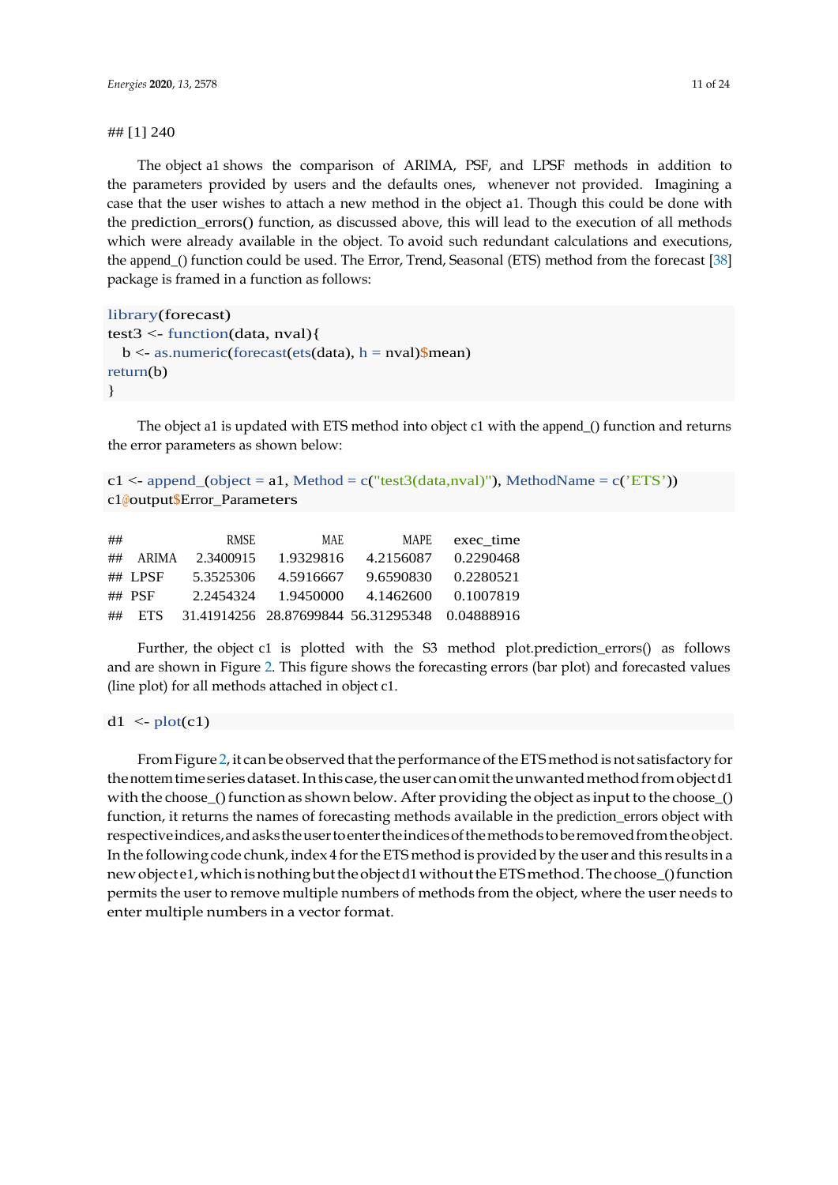```
## [1] 240
```

The object a1 shows the comparison of ARIMA, PSF, and LPSF methods in addition to the parameters provided by users and the defaults ones, whenever not provided. Imagining a case that the user wishes to attach a new method in the object a1. Though this could be done with the prediction_errors() function, as discussed above, this will lead to the execution of all methods which were already available in the object. To avoid such redundant calculations and executions, the append_() function could be used. The Error, Trend, Seasonal (ETS) method from the forecast [38] package is framed in a function as follows:

```
library(forecast)
test3 <- function(data, nval){
  b <- as.numeric(forecast(ets(data), h = nval)$mean)
return(b)
}
```

The object a1 is updated with ETS method into object c1 with the append_() function and returns the error parameters as shown below:

```
c1 <- append_(object = a1, Method = c("test3(data,nval)"), MethodName = c('ETS'))
c1@output$Error_Parameters
```

```
##              RMSE         MAE        MAPE    exec_time
##  ARIMA   2.3400915   1.9329816   4.2156087  0.2290468
## LPSF     5.3525306   4.5916667   9.6590830  0.2280521
## PSF      2.2454324   1.9450000   4.1462600  0.1007819
##   ETS  31.41914256 28.87699844 56.31295348 0.04888916
```

Further, the object c1 is plotted with the S3 method plot.prediction_errors() as follows and are shown in Figure 2. This figure shows the forecasting errors (bar plot) and forecasted values (line plot) for all methods attached in object c1.

```
d1  <- plot(c1)
```

From Figure 2, it can be observed that the performance of the ETS method is not satisfactory for the nottem time series dataset. In this case, the user can omit the unwanted method from object d1 with the choose_() function as shown below. After providing the object as input to the choose_() function, it returns the names of forecasting methods available in the prediction_errors object with respective indices, and asks the user to enter the indices of the methods to be removed from the object. In the following code chunk, index 4 for the ETS method is provided by the user and this results in a new object e1, which is nothing but the object d1 without the ETS method. The choose_() function permits the user to remove multiple numbers of methods from the object, where the user needs to enter multiple numbers in a vector format.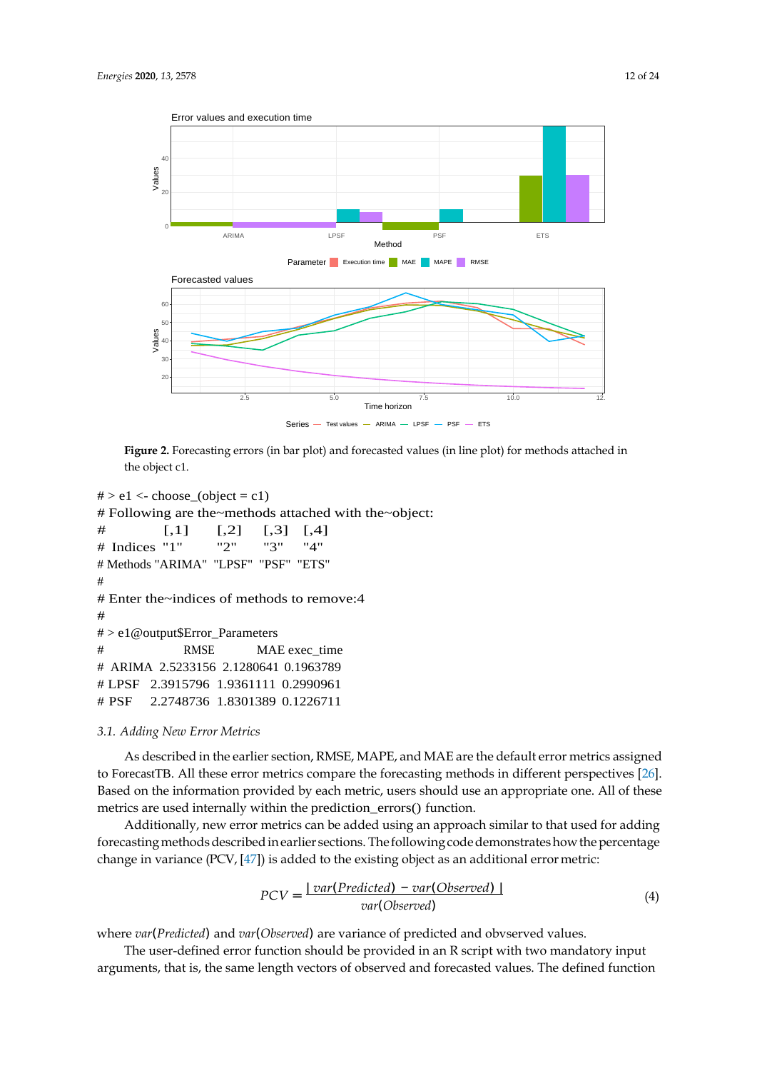**Figure 2.** Forecasting errors (in bar plot) and forecasted values (in line plot) for methods attached in the object c1.

```
# > e1 <- choose_(object = c1)
# Following are the~methods attached with the~object:
#          [,1]     [,2]    [,3]   [,4]
# Indices "1"      "2"     "3"    "4"
# Methods "ARIMA" "LPSF" "PSF" "ETS"
#
# Enter the~indices of methods to remove:4
#
# > e1@output$Error_Parameters
#               RMSE       MAE exec_time
# ARIMA  2.5233156  2.1280641  0.1963789
# LPSF   2.3915796  1.9361111  0.2990961
# PSF    2.2748736  1.8301389  0.1226711
```

### 3.1. Adding New Error Metrics

As described in the earlier section, RMSE, MAPE, and MAE are the default error metrics assigned to ForecastTB. All these error metrics compare the forecasting methods in different perspectives [26]. Based on the information provided by each metric, users should use an appropriate one. All of these metrics are used internally within the prediction_errors() function.

Additionally, new error metrics can be added using an approach similar to that used for adding forecasting methods described in earlier sections. The following code demonstrates how the percentage change in variance (PCV, [47]) is added to the existing object as an additional error metric:

$$PCV = \frac{|\, var(Predicted) - var(Observed) \,|}{var(Observed)} \tag{4}$$

where $var(Predicted)$ and $var(Observed)$ are variance of predicted and obvserved values.

The user-defined error function should be provided in an R script with two mandatory input arguments, that is, the same length vectors of observed and forecasted values. The defined function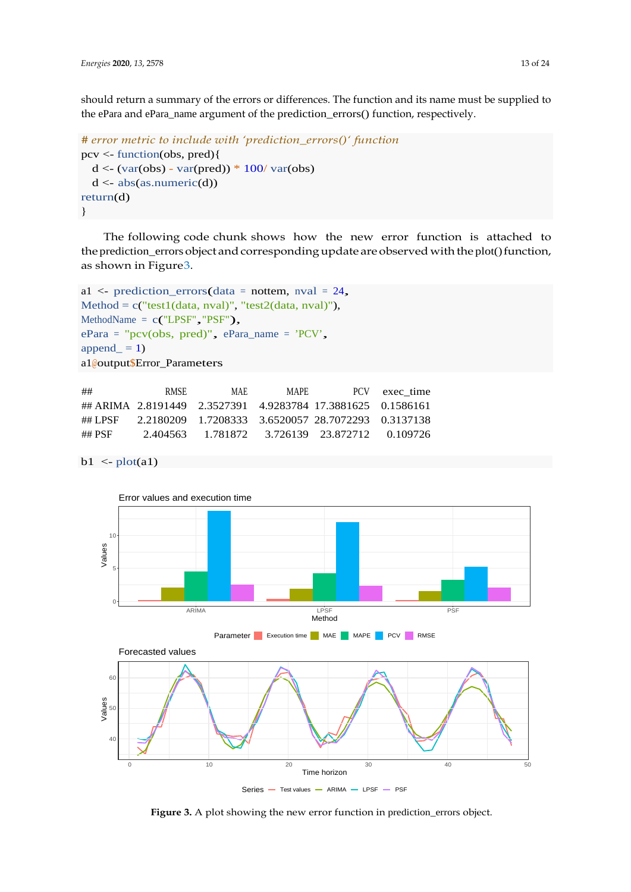should return a summary of the errors or differences. The function and its name must be supplied to the ePara and ePara_name argument of the prediction_errors() function, respectively.

```
# error metric to include with 'prediction_errors()' function
pcv <- function(obs, pred){
  d <- (var(obs) - var(pred)) * 100/ var(obs)
  d <- abs(as.numeric(d))
return(d)
}
```

The following code chunk shows how the new error function is attached to the prediction_errors object and corresponding update are observed with the plot() function, as shown in Figure 3.

```
a1 <- prediction_errors(data = nottem, nval = 24,
Method = c("test1(data, nval)", "test2(data, nval)"),
MethodName = c("LPSF","PSF"),
ePara = "pcv(obs, pred)", ePara_name = 'PCV',
append_ = 1)
a1@output$Error_Parameters
```

```
##          RMSE       MAE      MAPE        PCV   exec_time
## ARIMA 2.8191449 2.3527391 4.9283784 17.3881625 0.1586161
## LPSF  2.2180209 1.7208333 3.6520057 28.7072293 0.3137138
## PSF    2.404563  1.781872  3.726139  23.872712  0.109726
```

```
b1 <- plot(a1)
```

**Figure 3.** A plot showing the new error function in prediction_errors object.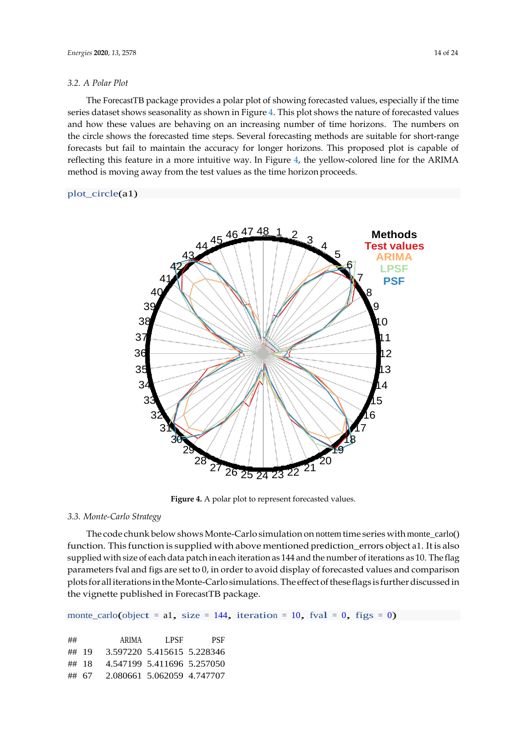### 3.2. A Polar Plot

The ForecastTB package provides a polar plot of showing forecasted values, especially if the time series dataset shows seasonality as shown in Figure 4. This plot shows the nature of forecasted values and how these values are behaving on an increasing number of time horizons. The numbers on the circle shows the forecasted time steps. Several forecasting methods are suitable for short-range forecasts but fail to maintain the accuracy for longer horizons. This proposed plot is capable of reflecting this feature in a more intuitive way. In Figure 4, the yellow-colored line for the ARIMA method is moving away from the test values as the time horizon proceeds.

```
plot_circle(a1)
```

**Figure 4.** A polar plot to represent forecasted values.

### 3.3. Monte-Carlo Strategy

The code chunk below shows Monte-Carlo simulation on nottem time series with monte_carlo() function. This function is supplied with above mentioned prediction_errors object a1. It is also supplied with size of each data patch in each iteration as 144 and the number of iterations as 10. The flag parameters fval and figs are set to 0, in order to avoid display of forecasted values and comparison plots for all iterations in the Monte-Carlo simulations. The effect of these flags is further discussed in the vignette published in ForecastTB package.

```
monte_carlo(object = a1, size = 144, iteration = 10, fval = 0, figs = 0)
```

```
##        ARIMA     LPSF      PSF
## 19  3.597220 5.415615 5.228346
## 18  4.547199 5.411696 5.257050
## 67  2.080661 5.062059 4.747707
```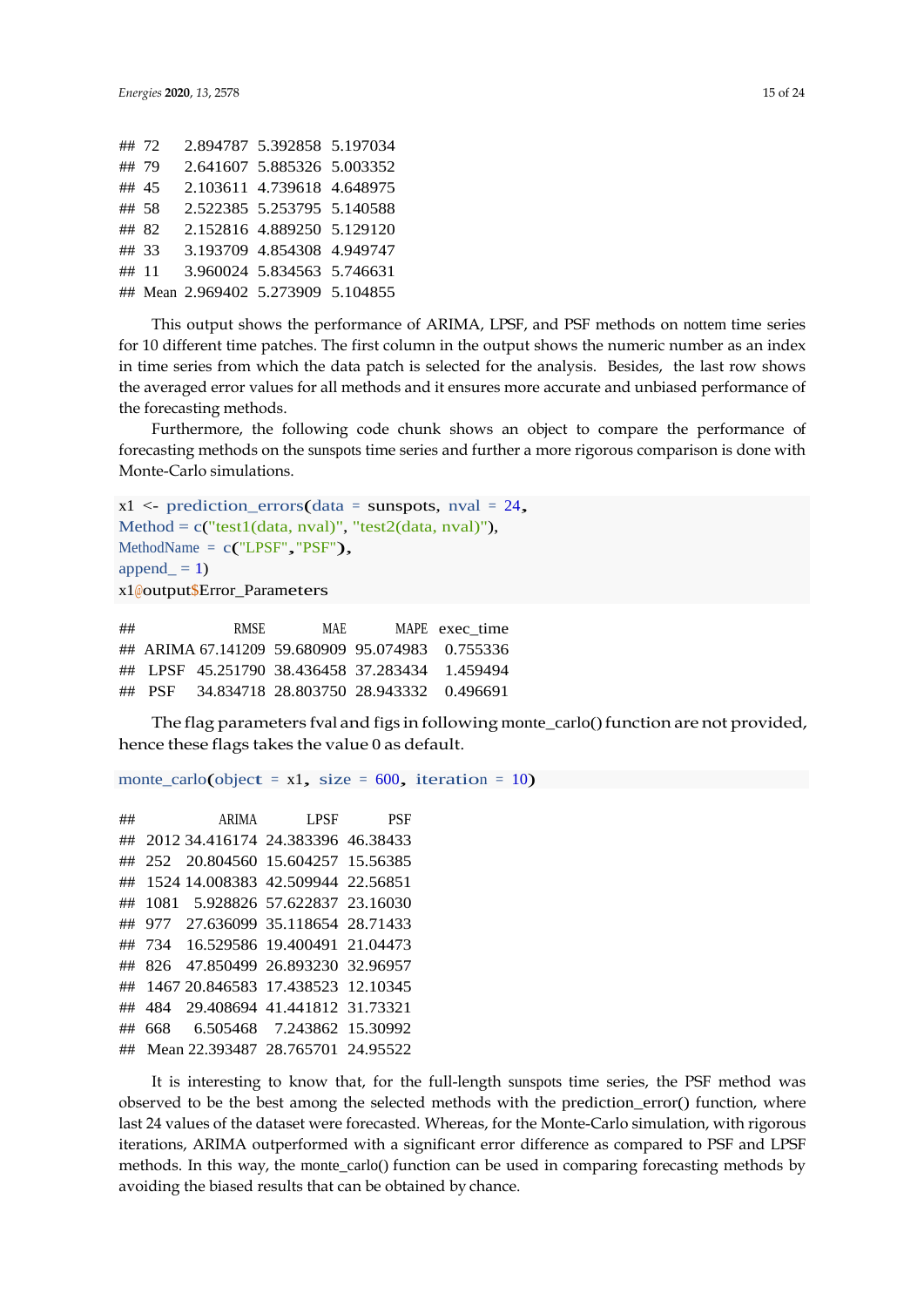```
## 72    2.894787 5.392858 5.197034
## 79    2.641607 5.885326 5.003352
## 45    2.103611 4.739618 4.648975
## 58    2.522385 5.253795 5.140588
## 82    2.152816 4.889250 5.129120
## 33    3.193709 4.854308 4.949747
## 11    3.960024 5.834563 5.746631
## Mean 2.969402 5.273909 5.104855
```

This output shows the performance of ARIMA, LPSF, and PSF methods on nottem time series for 10 different time patches. The first column in the output shows the numeric number as an index in time series from which the data patch is selected for the analysis. Besides, the last row shows the averaged error values for all methods and it ensures more accurate and unbiased performance of the forecasting methods.

Furthermore, the following code chunk shows an object to compare the performance of forecasting methods on the sunspots time series and further a more rigorous comparison is done with Monte-Carlo simulations.

```
x1 <- prediction_errors(data = sunspots, nval = 24,
Method = c("test1(data, nval)", "test2(data, nval)"),
MethodName = c("LPSF","PSF"),
append_ = 1)
x1@output$Error_Parameters
```

```
##              RMSE       MAE      MAPE  exec_time
## ARIMA 67.141209 59.680909 95.074983  0.755336
##  LPSF  45.251790 38.436458 37.283434  1.459494
##  PSF   34.834718 28.803750 28.943332  0.496691
```

The flag parameters fval and figs in following monte_carlo() function are not provided, hence these flags takes the value 0 as default.

```
monte_carlo(object = x1, size = 600, iteration = 10)
```

```
##           ARIMA      LPSF      PSF
## 2012 34.416174 24.383396 46.38433
## 252  20.804560 15.604257 15.56385
## 1524 14.008383 42.509944 22.56851
## 1081  5.928826 57.622837 23.16030
## 977  27.636099 35.118654 28.71433
## 734  16.529586 19.400491 21.04473
## 826  47.850499 26.893230 32.96957
## 1467 20.846583 17.438523 12.10345
## 484  29.408694 41.441812 31.73321
## 668   6.505468  7.243862 15.30992
## Mean 22.393487 28.765701 24.95522
```

It is interesting to know that, for the full-length sunspots time series, the PSF method was observed to be the best among the selected methods with the prediction_error() function, where last 24 values of the dataset were forecasted. Whereas, for the Monte-Carlo simulation, with rigorous iterations, ARIMA outperformed with a significant error difference as compared to PSF and LPSF methods. In this way, the monte_carlo() function can be used in comparing forecasting methods by avoiding the biased results that can be obtained by chance.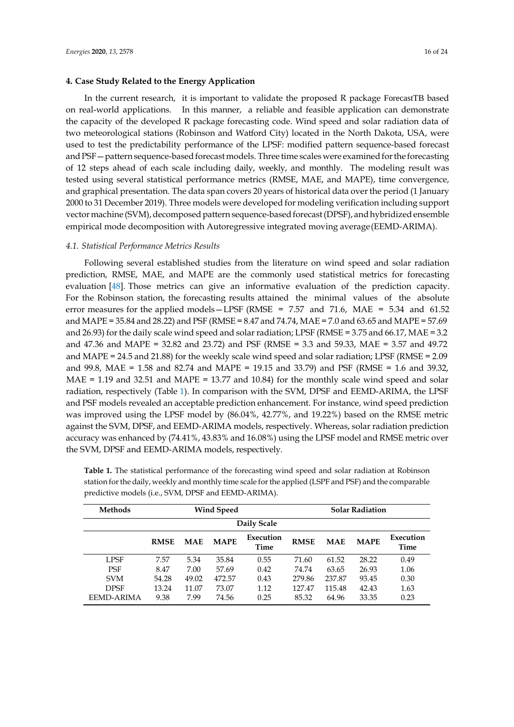## 4. Case Study Related to the Energy Application

In the current research, it is important to validate the proposed R package ForecastTB based on real-world applications. In this manner, a reliable and feasible application can demonstrate the capacity of the developed R package forecasting code. Wind speed and solar radiation data of two meteorological stations (Robinson and Watford City) located in the North Dakota, USA, were used to test the predictability performance of the LPSF: modified pattern sequence-based forecast and PSF—pattern sequence-based forecast models. Three time scales were examined for the forecasting of 12 steps ahead of each scale including daily, weekly, and monthly. The modeling result was tested using several statistical performance metrics (RMSE, MAE, and MAPE), time convergence, and graphical presentation. The data span covers 20 years of historical data over the period (1 January 2000 to 31 December 2019). Three models were developed for modeling verification including support vector machine (SVM), decomposed pattern sequence-based forecast (DPSF), and hybridized ensemble empirical mode decomposition with Autoregressive integrated moving average (EEMD-ARIMA).

### 4.1. Statistical Performance Metrics Results

Following several established studies from the literature on wind speed and solar radiation prediction, RMSE, MAE, and MAPE are the commonly used statistical metrics for forecasting evaluation [48]. Those metrics can give an informative evaluation of the prediction capacity. For the Robinson station, the forecasting results attained the minimal values of the absolute error measures for the applied models—LPSF (RMSE = 7.57 and 71.6, MAE = 5.34 and 61.52 and MAPE = 35.84 and 28.22) and PSF (RMSE = 8.47 and 74.74, MAE = 7.0 and 63.65 and MAPE = 57.69 and 26.93) for the daily scale wind speed and solar radiation; LPSF (RMSE = 3.75 and 66.17, MAE = 3.2 and 47.36 and MAPE = 32.82 and 23.72) and PSF (RMSE = 3.3 and 59.33, MAE = 3.57 and 49.72 and MAPE = 24.5 and 21.88) for the weekly scale wind speed and solar radiation; LPSF (RMSE = 2.09 and 99.8, MAE = 1.58 and 82.74 and MAPE = 19.15 and 33.79) and PSF (RMSE = 1.6 and 39.32, MAE = 1.19 and 32.51 and MAPE = 13.77 and 10.84) for the monthly scale wind speed and solar radiation, respectively (Table 1). In comparison with the SVM, DPSF and EEMD-ARIMA, the LPSF and PSF models revealed an acceptable prediction enhancement. For instance, wind speed prediction was improved using the LPSF model by (86.04%, 42.77%, and 19.22%) based on the RMSE metric against the SVM, DPSF, and EEMD-ARIMA models, respectively. Whereas, solar radiation prediction accuracy was enhanced by (74.41%, 43.83% and 16.08%) using the LPSF model and RMSE metric over the SVM, DPSF and EEMD-ARIMA models, respectively.

**Table 1.** The statistical performance of the forecasting wind speed and solar radiation at Robinson station for the daily, weekly and monthly time scale for the applied (LSPF and PSF) and the comparable predictive models (i.e., SVM, DPSF and EEMD-ARIMA).

| Methods | Wind Speed | | | | Solar Radiation | | | |
|---|---|---|---|---|---|---|---|---|
| | **Daily Scale** | | | | | | | |
| | RMSE | MAE | MAPE | Execution Time | RMSE | MAE | MAPE | Execution Time |
| LPSF | 7.57 | 5.34 | 35.84 | 0.55 | 71.60 | 61.52 | 28.22 | 0.49 |
| PSF | 8.47 | 7.00 | 57.69 | 0.42 | 74.74 | 63.65 | 26.93 | 1.06 |
| SVM | 54.28 | 49.02 | 472.57 | 0.43 | 279.86 | 237.87 | 93.45 | 0.30 |
| DPSF | 13.24 | 11.07 | 73.07 | 1.12 | 127.47 | 115.48 | 42.43 | 1.63 |
| EEMD-ARIMA | 9.38 | 7.99 | 74.56 | 0.25 | 85.32 | 64.96 | 33.35 | 0.23 |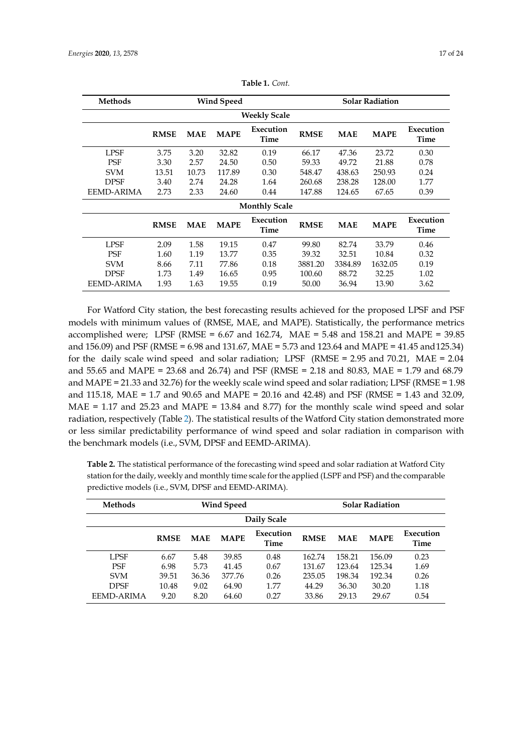**Table 1.** *Cont.*

| Methods | Wind Speed | | | | Solar Radiation | | | |
|---|---|---|---|---|---|---|---|---|
| **Weekly Scale** | | | | | | | | |
| | **RMSE** | **MAE** | **MAPE** | **Execution Time** | **RMSE** | **MAE** | **MAPE** | **Execution Time** |
| LPSF | 3.75 | 3.20 | 32.82 | 0.19 | 66.17 | 47.36 | 23.72 | 0.30 |
| PSF | 3.30 | 2.57 | 24.50 | 0.50 | 59.33 | 49.72 | 21.88 | 0.78 |
| SVM | 13.51 | 10.73 | 117.89 | 0.30 | 548.47 | 438.63 | 250.93 | 0.24 |
| DPSF | 3.40 | 2.74 | 24.28 | 1.64 | 260.68 | 238.28 | 128.00 | 1.77 |
| EEMD-ARIMA | 2.73 | 2.33 | 24.60 | 0.44 | 147.88 | 124.65 | 67.65 | 0.39 |
| **Monthly Scale** | | | | | | | | |
| | **RMSE** | **MAE** | **MAPE** | **Execution Time** | **RMSE** | **MAE** | **MAPE** | **Execution Time** |
| LPSF | 2.09 | 1.58 | 19.15 | 0.47 | 99.80 | 82.74 | 33.79 | 0.46 |
| PSF | 1.60 | 1.19 | 13.77 | 0.35 | 39.32 | 32.51 | 10.84 | 0.32 |
| SVM | 8.66 | 7.11 | 77.86 | 0.18 | 3881.20 | 3384.89 | 1632.05 | 0.19 |
| DPSF | 1.73 | 1.49 | 16.65 | 0.95 | 100.60 | 88.72 | 32.25 | 1.02 |
| EEMD-ARIMA | 1.93 | 1.63 | 19.55 | 0.19 | 50.00 | 36.94 | 13.90 | 3.62 |

For Watford City station, the best forecasting results achieved for the proposed LPSF and PSF models with minimum values of (RMSE, MAE, and MAPE). Statistically, the performance metrics accomplished were; LPSF (RMSE = 6.67 and 162.74, MAE = 5.48 and 158.21 and MAPE = 39.85 and 156.09) and PSF (RMSE = 6.98 and 131.67, MAE = 5.73 and 123.64 and MAPE = 41.45 and 125.34) for the daily scale wind speed and solar radiation; LPSF (RMSE = 2.95 and 70.21, MAE = 2.04 and 55.65 and MAPE = 23.68 and 26.74) and PSF (RMSE = 2.18 and 80.83, MAE = 1.79 and 68.79 and MAPE = 21.33 and 32.76) for the weekly scale wind speed and solar radiation; LPSF (RMSE = 1.98 and 115.18, MAE = 1.7 and 90.65 and MAPE = 20.16 and 42.48) and PSF (RMSE = 1.43 and 32.09, MAE = 1.17 and 25.23 and MAPE = 13.84 and 8.77) for the monthly scale wind speed and solar radiation, respectively (Table 2). The statistical results of the Watford City station demonstrated more or less similar predictability performance of wind speed and solar radiation in comparison with the benchmark models (i.e., SVM, DPSF and EEMD-ARIMA).

**Table 2.** The statistical performance of the forecasting wind speed and solar radiation at Watford City station for the daily, weekly and monthly time scale for the applied (LSPF and PSF) and the comparable predictive models (i.e., SVM, DPSF and EEMD-ARIMA).

| Methods | Wind Speed | | | | Solar Radiation | | | |
|---|---|---|---|---|---|---|---|---|
| **Daily Scale** | | | | | | | | |
| | **RMSE** | **MAE** | **MAPE** | **Execution Time** | **RMSE** | **MAE** | **MAPE** | **Execution Time** |
| LPSF | 6.67 | 5.48 | 39.85 | 0.48 | 162.74 | 158.21 | 156.09 | 0.23 |
| PSF | 6.98 | 5.73 | 41.45 | 0.67 | 131.67 | 123.64 | 125.34 | 1.69 |
| SVM | 39.51 | 36.36 | 377.76 | 0.26 | 235.05 | 198.34 | 192.34 | 0.26 |
| DPSF | 10.48 | 9.02 | 64.90 | 1.77 | 44.29 | 36.30 | 30.20 | 1.18 |
| EEMD-ARIMA | 9.20 | 8.20 | 64.60 | 0.27 | 33.86 | 29.13 | 29.67 | 0.54 |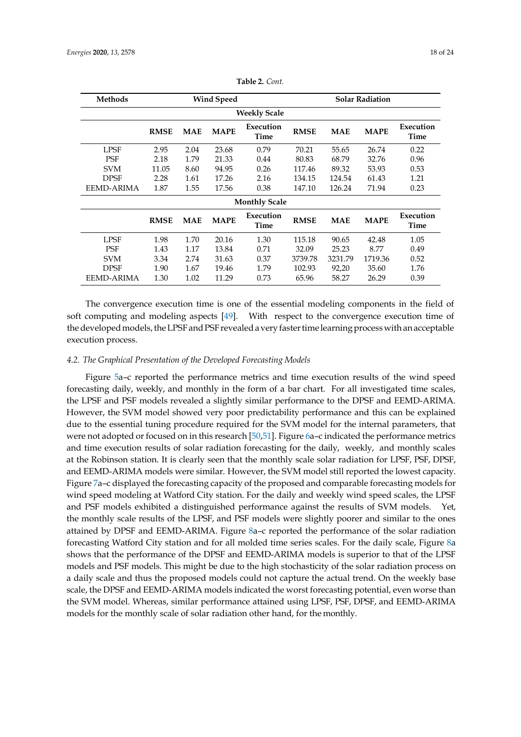**Table 2.** *Cont.*

| Methods | Wind Speed | | | | Solar Radiation | | | |
|---|---|---|---|---|---|---|---|---|
| **Weekly Scale** | | | | | | | | |
| | **RMSE** | **MAE** | **MAPE** | **Execution Time** | **RMSE** | **MAE** | **MAPE** | **Execution Time** |
| LPSF | 2.95 | 2.04 | 23.68 | 0.79 | 70.21 | 55.65 | 26.74 | 0.22 |
| PSF | 2.18 | 1.79 | 21.33 | 0.44 | 80.83 | 68.79 | 32.76 | 0.96 |
| SVM | 11.05 | 8.60 | 94.95 | 0.26 | 117.46 | 89.32 | 53.93 | 0.53 |
| DPSF | 2.28 | 1.61 | 17.26 | 2.16 | 134.15 | 124.54 | 61.43 | 1.21 |
| EEMD-ARIMA | 1.87 | 1.55 | 17.56 | 0.38 | 147.10 | 126.24 | 71.94 | 0.23 |
| **Monthly Scale** | | | | | | | | |
| | **RMSE** | **MAE** | **MAPE** | **Execution Time** | **RMSE** | **MAE** | **MAPE** | **Execution Time** |
| LPSF | 1.98 | 1.70 | 20.16 | 1.30 | 115.18 | 90.65 | 42.48 | 1.05 |
| PSF | 1.43 | 1.17 | 13.84 | 0.71 | 32.09 | 25.23 | 8.77 | 0.49 |
| SVM | 3.34 | 2.74 | 31.63 | 0.37 | 3739.78 | 3231.79 | 1719.36 | 0.52 |
| DPSF | 1.90 | 1.67 | 19.46 | 1.79 | 102.93 | 92,20 | 35.60 | 1.76 |
| EEMD-ARIMA | 1.30 | 1.02 | 11.29 | 0.73 | 65.96 | 58.27 | 26.29 | 0.39 |

The convergence execution time is one of the essential modeling components in the field of soft computing and modeling aspects [49]. With respect to the convergence execution time of the developed models, the LPSF and PSF revealed a very faster time learning process with an acceptable execution process.

### *4.2. The Graphical Presentation of the Developed Forecasting Models*

Figure 5a–c reported the performance metrics and time execution results of the wind speed forecasting daily, weekly, and monthly in the form of a bar chart. For all investigated time scales, the LPSF and PSF models revealed a slightly similar performance to the DPSF and EEMD-ARIMA. However, the SVM model showed very poor predictability performance and this can be explained due to the essential tuning procedure required for the SVM model for the internal parameters, that were not adopted or focused on in this research [50,51]. Figure 6a–c indicated the performance metrics and time execution results of solar radiation forecasting for the daily, weekly, and monthly scales at the Robinson station. It is clearly seen that the monthly scale solar radiation for LPSF, PSF, DPSF, and EEMD-ARIMA models were similar. However, the SVM model still reported the lowest capacity. Figure 7a–c displayed the forecasting capacity of the proposed and comparable forecasting models for wind speed modeling at Watford City station. For the daily and weekly wind speed scales, the LPSF and PSF models exhibited a distinguished performance against the results of SVM models. Yet, the monthly scale results of the LPSF, and PSF models were slightly poorer and similar to the ones attained by DPSF and EEMD-ARIMA. Figure 8a–c reported the performance of the solar radiation forecasting Watford City station and for all molded time series scales. For the daily scale, Figure 8a shows that the performance of the DPSF and EEMD-ARIMA models is superior to that of the LPSF models and PSF models. This might be due to the high stochasticity of the solar radiation process on a daily scale and thus the proposed models could not capture the actual trend. On the weekly base scale, the DPSF and EEMD-ARIMA models indicated the worst forecasting potential, even worse than the SVM model. Whereas, similar performance attained using LPSF, PSF, DPSF, and EEMD-ARIMA models for the monthly scale of solar radiation other hand, for the monthly.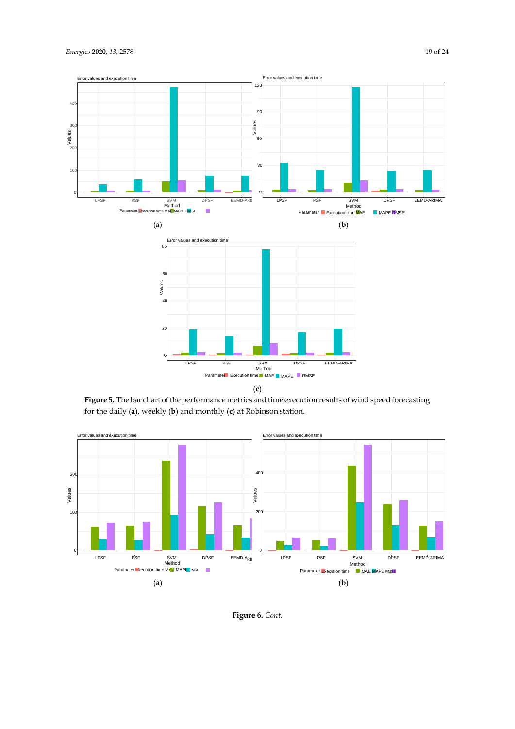**Figure 5.** The bar chart of the performance metrics and time execution results of wind speed forecasting for the daily (**a**), weekly (**b**) and monthly (**c**) at Robinson station.

**Figure 6.** *Cont.*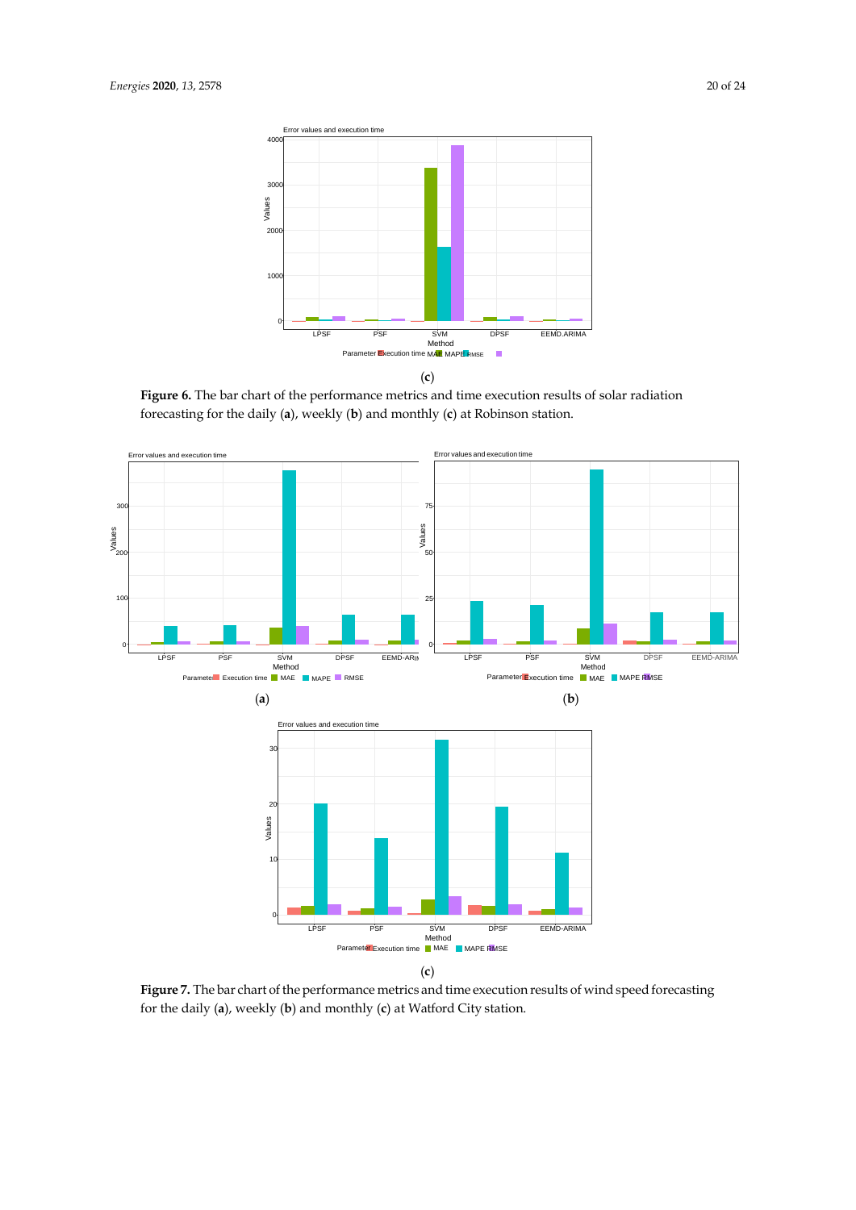(c)

**Figure 6.** The bar chart of the performance metrics and time execution results of solar radiation forecasting for the daily (**a**), weekly (**b**) and monthly (**c**) at Robinson station.

(a)

(b)

(c)

**Figure 7.** The bar chart of the performance metrics and time execution results of wind speed forecasting for the daily (**a**), weekly (**b**) and monthly (**c**) at Watford City station.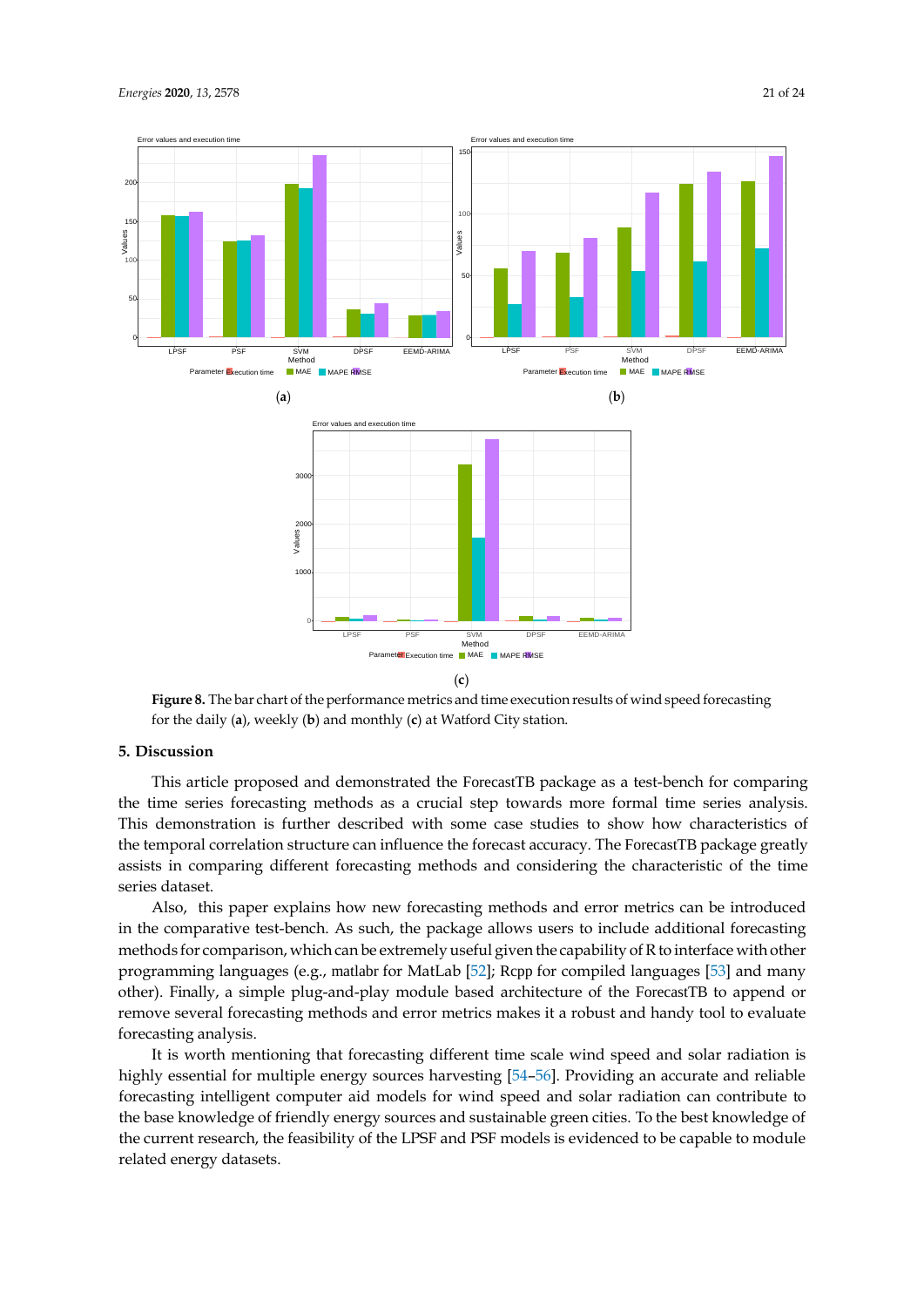**Figure 8.** The bar chart of the performance metrics and time execution results of wind speed forecasting for the daily (**a**), weekly (**b**) and monthly (**c**) at Watford City station.

## 5. Discussion

This article proposed and demonstrated the ForecastTB package as a test-bench for comparing the time series forecasting methods as a crucial step towards more formal time series analysis. This demonstration is further described with some case studies to show how characteristics of the temporal correlation structure can influence the forecast accuracy. The ForecastTB package greatly assists in comparing different forecasting methods and considering the characteristic of the time series dataset.

Also, this paper explains how new forecasting methods and error metrics can be introduced in the comparative test-bench. As such, the package allows users to include additional forecasting methods for comparison, which can be extremely useful given the capability of R to interface with other programming languages (e.g., matlabr for MatLab [52]; Rcpp for compiled languages [53] and many other). Finally, a simple plug-and-play module based architecture of the ForecastTB to append or remove several forecasting methods and error metrics makes it a robust and handy tool to evaluate forecasting analysis.

It is worth mentioning that forecasting different time scale wind speed and solar radiation is highly essential for multiple energy sources harvesting [54–56]. Providing an accurate and reliable forecasting intelligent computer aid models for wind speed and solar radiation can contribute to the base knowledge of friendly energy sources and sustainable green cities. To the best knowledge of the current research, the feasibility of the LPSF and PSF models is evidenced to be capable to module related energy datasets.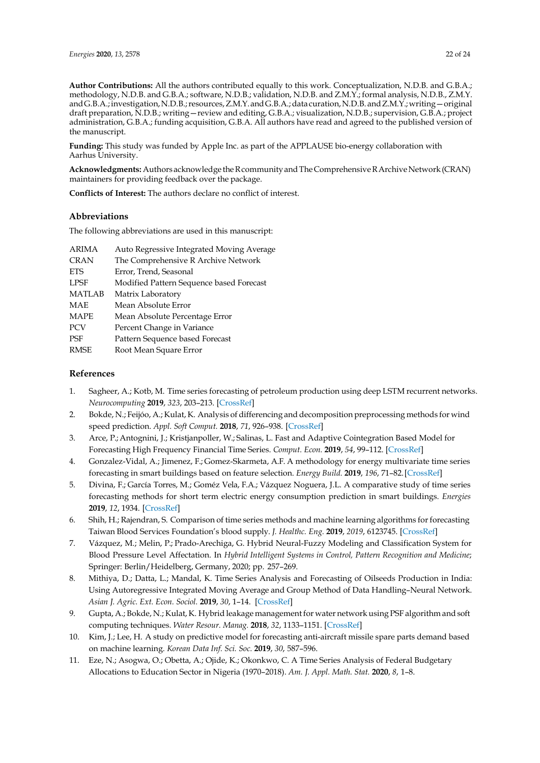**Author Contributions:** All the authors contributed equally to this work. Conceptualization, N.D.B. and G.B.A.; methodology, N.D.B. and G.B.A.; software, N.D.B.; validation, N.D.B. and Z.M.Y.; formal analysis, N.D.B., Z.M.Y. and G.B.A.; investigation, N.D.B.; resources, Z.M.Y. and G.B.A.; data curation, N.D.B. and Z.M.Y.; writing—original draft preparation, N.D.B.; writing—review and editing, G.B.A.; visualization, N.D.B.; supervision, G.B.A.; project administration, G.B.A.; funding acquisition, G.B.A. All authors have read and agreed to the published version of the manuscript.

**Funding:** This study was funded by Apple Inc. as part of the APPLAUSE bio-energy collaboration with Aarhus University.

**Acknowledgments:** Authors acknowledge the R community and The Comprehensive R Archive Network (CRAN) maintainers for providing feedback over the package.

**Conflicts of Interest:** The authors declare no conflict of interest.

## Abbreviations

The following abbreviations are used in this manuscript:

| | |
|---|---|
| ARIMA | Auto Regressive Integrated Moving Average |
| CRAN | The Comprehensive R Archive Network |
| ETS | Error, Trend, Seasonal |
| LPSF | Modified Pattern Sequence based Forecast |
| MATLAB | Matrix Laboratory |
| MAE | Mean Absolute Error |
| MAPE | Mean Absolute Percentage Error |
| PCV | Percent Change in Variance |
| PSF | Pattern Sequence based Forecast |
| RMSE | Root Mean Square Error |

## References

1. Sagheer, A.; Kotb, M. Time series forecasting of petroleum production using deep LSTM recurrent networks. *Neurocomputing* **2019**, *323*, 203–213. [CrossRef]
2. Bokde, N.; Feijóo, A.; Kulat, K. Analysis of differencing and decomposition preprocessing methods for wind speed prediction. *Appl. Soft Comput.* **2018**, *71*, 926–938. [CrossRef]
3. Arce, P.; Antognini, J.; Kristjanpoller, W.; Salinas, L. Fast and Adaptive Cointegration Based Model for Forecasting High Frequency Financial Time Series. *Comput. Econ.* **2019**, *54*, 99–112. [CrossRef]
4. Gonzalez-Vidal, A.; Jimenez, F.; Gomez-Skarmeta, A.F. A methodology for energy multivariate time series forecasting in smart buildings based on feature selection. *Energy Build.* **2019**, *196*, 71–82. [CrossRef]
5. Divina, F.; García Torres, M.; Goméz Vela, F.A.; Vázquez Noguera, J.L. A comparative study of time series forecasting methods for short term electric energy consumption prediction in smart buildings. *Energies* **2019**, *12*, 1934. [CrossRef]
6. Shih, H.; Rajendran, S. Comparison of time series methods and machine learning algorithms for forecasting Taiwan Blood Services Foundation's blood supply. *J. Healthc. Eng.* **2019**, *2019*, 6123745. [CrossRef]
7. Vázquez, M.; Melin, P.; Prado-Arechiga, G. Hybrid Neural-Fuzzy Modeling and Classification System for Blood Pressure Level Affectation. In *Hybrid Intelligent Systems in Control, Pattern Recognition and Medicine*; Springer: Berlin/Heidelberg, Germany, 2020; pp. 257–269.
8. Mithiya, D.; Datta, L.; Mandal, K. Time Series Analysis and Forecasting of Oilseeds Production in India: Using Autoregressive Integrated Moving Average and Group Method of Data Handling–Neural Network. *Asian J. Agric. Ext. Econ. Sociol.* **2019**, *30*, 1–14. [CrossRef]
9. Gupta, A.; Bokde, N.; Kulat, K. Hybrid leakage management for water network using PSF algorithm and soft computing techniques. *Water Resour. Manag.* **2018**, *32*, 1133–1151. [CrossRef]
10. Kim, J.; Lee, H. A study on predictive model for forecasting anti-aircraft missile spare parts demand based on machine learning. *Korean Data Inf. Sci. Soc.* **2019**, *30*, 587–596.
11. Eze, N.; Asogwa, O.; Obetta, A.; Ojide, K.; Okonkwo, C. A Time Series Analysis of Federal Budgetary Allocations to Education Sector in Nigeria (1970–2018). *Am. J. Appl. Math. Stat.* **2020**, *8*, 1–8.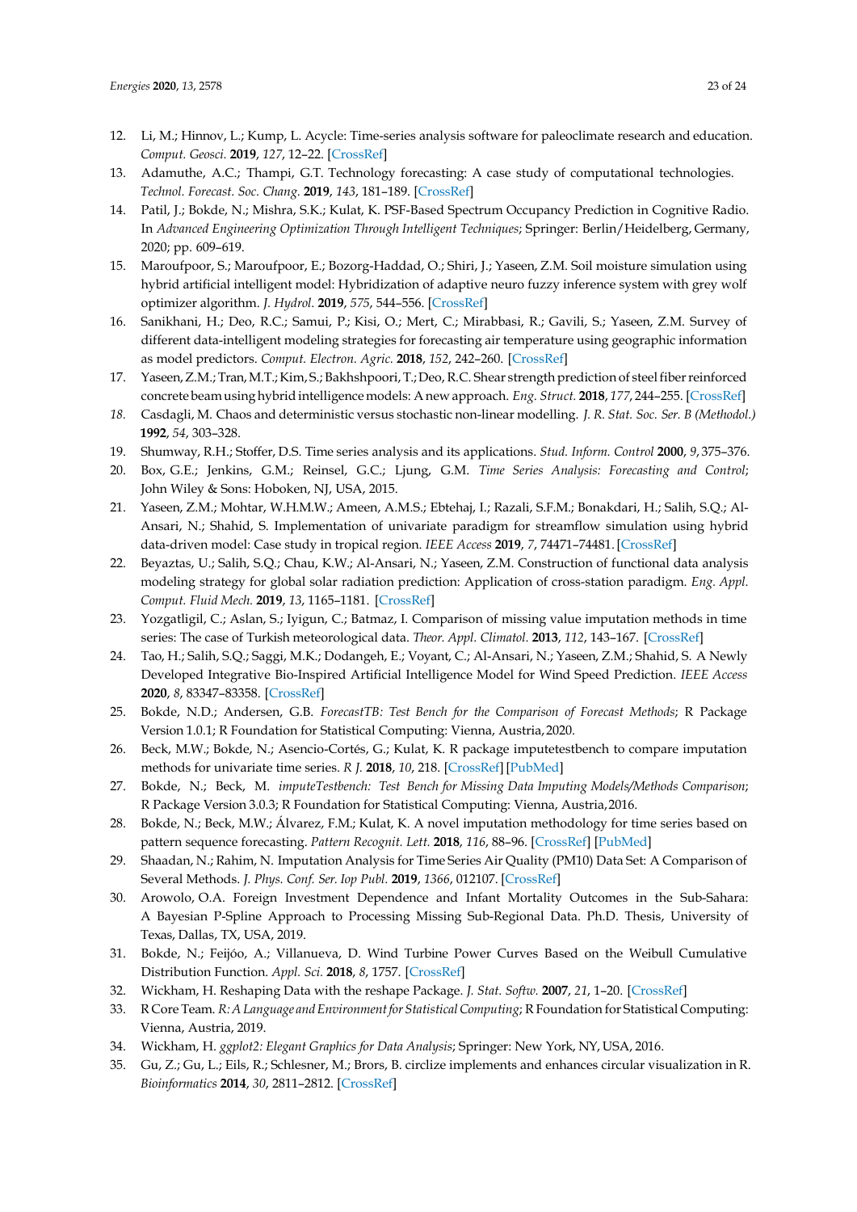12. Li, M.; Hinnov, L.; Kump, L. Acycle: Time-series analysis software for paleoclimate research and education. *Comput. Geosci.* **2019**, *127*, 12–22. [CrossRef]
13. Adamuthe, A.C.; Thampi, G.T. Technology forecasting: A case study of computational technologies. *Technol. Forecast. Soc. Chang.* **2019**, *143*, 181–189. [CrossRef]
14. Patil, J.; Bokde, N.; Mishra, S.K.; Kulat, K. PSF-Based Spectrum Occupancy Prediction in Cognitive Radio. In *Advanced Engineering Optimization Through Intelligent Techniques*; Springer: Berlin/Heidelberg, Germany, 2020; pp. 609–619.
15. Maroufpoor, S.; Maroufpoor, E.; Bozorg-Haddad, O.; Shiri, J.; Yaseen, Z.M. Soil moisture simulation using hybrid artificial intelligent model: Hybridization of adaptive neuro fuzzy inference system with grey wolf optimizer algorithm. *J. Hydrol.* **2019**, *575*, 544–556. [CrossRef]
16. Sanikhani, H.; Deo, R.C.; Samui, P.; Kisi, O.; Mert, C.; Mirabbasi, R.; Gavili, S.; Yaseen, Z.M. Survey of different data-intelligent modeling strategies for forecasting air temperature using geographic information as model predictors. *Comput. Electron. Agric.* **2018**, *152*, 242–260. [CrossRef]
17. Yaseen, Z.M.; Tran, M.T.; Kim, S.; Bakhshpoori, T.; Deo, R.C. Shear strength prediction of steel fiber reinforced concrete beam using hybrid intelligence models: A new approach. *Eng. Struct.* **2018**, *177*, 244–255. [CrossRef]
18. Casdagli, M. Chaos and deterministic versus stochastic non-linear modelling. *J. R. Stat. Soc. Ser. B (Methodol.)* **1992**, *54*, 303–328.
19. Shumway, R.H.; Stoffer, D.S. Time series analysis and its applications. *Stud. Inform. Control* **2000**, *9*, 375–376.
20. Box, G.E.; Jenkins, G.M.; Reinsel, G.C.; Ljung, G.M. *Time Series Analysis: Forecasting and Control*; John Wiley & Sons: Hoboken, NJ, USA, 2015.
21. Yaseen, Z.M.; Mohtar, W.H.M.W.; Ameen, A.M.S.; Ebtehaj, I.; Razali, S.F.M.; Bonakdari, H.; Salih, S.Q.; Al-Ansari, N.; Shahid, S. Implementation of univariate paradigm for streamflow simulation using hybrid data-driven model: Case study in tropical region. *IEEE Access* **2019**, *7*, 74471–74481. [CrossRef]
22. Beyaztas, U.; Salih, S.Q.; Chau, K.W.; Al-Ansari, N.; Yaseen, Z.M. Construction of functional data analysis modeling strategy for global solar radiation prediction: Application of cross-station paradigm. *Eng. Appl. Comput. Fluid Mech.* **2019**, *13*, 1165–1181. [CrossRef]
23. Yozgatligil, C.; Aslan, S.; Iyigun, C.; Batmaz, I. Comparison of missing value imputation methods in time series: The case of Turkish meteorological data. *Theor. Appl. Climatol.* **2013**, *112*, 143–167. [CrossRef]
24. Tao, H.; Salih, S.Q.; Saggi, M.K.; Dodangeh, E.; Voyant, C.; Al-Ansari, N.; Yaseen, Z.M.; Shahid, S. A Newly Developed Integrative Bio-Inspired Artificial Intelligence Model for Wind Speed Prediction. *IEEE Access* **2020**, *8*, 83347–83358. [CrossRef]
25. Bokde, N.D.; Andersen, G.B. *ForecastTB: Test Bench for the Comparison of Forecast Methods*; R Package Version 1.0.1; R Foundation for Statistical Computing: Vienna, Austria, 2020.
26. Beck, M.W.; Bokde, N.; Asencio-Cortés, G.; Kulat, K. R package imputetestbench to compare imputation methods for univariate time series. *R J.* **2018**, *10*, 218. [CrossRef] [PubMed]
27. Bokde, N.; Beck, M. *imputeTestbench: Test Bench for Missing Data Imputing Models/Methods Comparison*; R Package Version 3.0.3; R Foundation for Statistical Computing: Vienna, Austria, 2016.
28. Bokde, N.; Beck, M.W.; Álvarez, F.M.; Kulat, K. A novel imputation methodology for time series based on pattern sequence forecasting. *Pattern Recognit. Lett.* **2018**, *116*, 88–96. [CrossRef] [PubMed]
29. Shaadan, N.; Rahim, N. Imputation Analysis for Time Series Air Quality (PM10) Data Set: A Comparison of Several Methods. *J. Phys. Conf. Ser. Iop Publ.* **2019**, *1366*, 012107. [CrossRef]
30. Arowolo, O.A. Foreign Investment Dependence and Infant Mortality Outcomes in the Sub-Sahara: A Bayesian P-Spline Approach to Processing Missing Sub-Regional Data. Ph.D. Thesis, University of Texas, Dallas, TX, USA, 2019.
31. Bokde, N.; Feijóo, A.; Villanueva, D. Wind Turbine Power Curves Based on the Weibull Cumulative Distribution Function. *Appl. Sci.* **2018**, *8*, 1757. [CrossRef]
32. Wickham, H. Reshaping Data with the reshape Package. *J. Stat. Softw.* **2007**, *21*, 1–20. [CrossRef]
33. R Core Team. *R: A Language and Environment for Statistical Computing*; R Foundation for Statistical Computing: Vienna, Austria, 2019.
34. Wickham, H. *ggplot2: Elegant Graphics for Data Analysis*; Springer: New York, NY, USA, 2016.
35. Gu, Z.; Gu, L.; Eils, R.; Schlesner, M.; Brors, B. circlize implements and enhances circular visualization in R. *Bioinformatics* **2014**, *30*, 2811–2812. [CrossRef]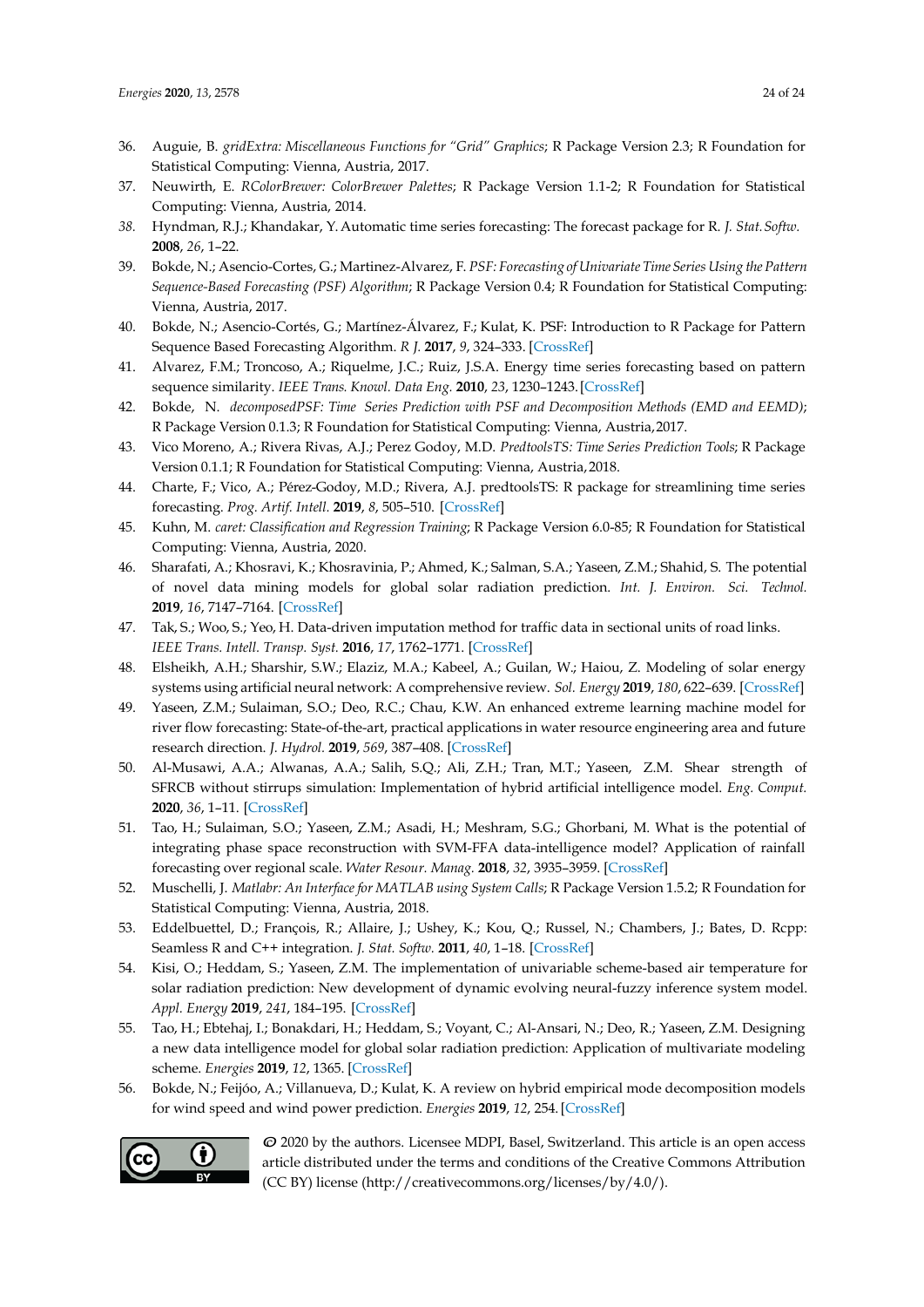36. Auguie, B. *gridExtra: Miscellaneous Functions for "Grid" Graphics*; R Package Version 2.3; R Foundation for Statistical Computing: Vienna, Austria, 2017.
37. Neuwirth, E. *RColorBrewer: ColorBrewer Palettes*; R Package Version 1.1-2; R Foundation for Statistical Computing: Vienna, Austria, 2014.
38. Hyndman, R.J.; Khandakar, Y. Automatic time series forecasting: The forecast package for R. *J. Stat. Softw.* **2008**, *26*, 1–22.
39. Bokde, N.; Asencio-Cortes, G.; Martinez-Alvarez, F. *PSF: Forecasting of Univariate Time Series Using the Pattern Sequence-Based Forecasting (PSF) Algorithm*; R Package Version 0.4; R Foundation for Statistical Computing: Vienna, Austria, 2017.
40. Bokde, N.; Asencio-Cortés, G.; Martínez-Álvarez, F.; Kulat, K. PSF: Introduction to R Package for Pattern Sequence Based Forecasting Algorithm. *R J.* **2017**, *9*, 324–333. [CrossRef]
41. Alvarez, F.M.; Troncoso, A.; Riquelme, J.C.; Ruiz, J.S.A. Energy time series forecasting based on pattern sequence similarity. *IEEE Trans. Knowl. Data Eng.* **2010**, *23*, 1230–1243. [CrossRef]
42. Bokde, N. *decomposedPSF: Time Series Prediction with PSF and Decomposition Methods (EMD and EEMD)*; R Package Version 0.1.3; R Foundation for Statistical Computing: Vienna, Austria, 2017.
43. Vico Moreno, A.; Rivera Rivas, A.J.; Perez Godoy, M.D. *PredtoolsTS: Time Series Prediction Tools*; R Package Version 0.1.1; R Foundation for Statistical Computing: Vienna, Austria, 2018.
44. Charte, F.; Vico, A.; Pérez-Godoy, M.D.; Rivera, A.J. predtoolsTS: R package for streamlining time series forecasting. *Prog. Artif. Intell.* **2019**, *8*, 505–510. [CrossRef]
45. Kuhn, M. *caret: Classification and Regression Training*; R Package Version 6.0-85; R Foundation for Statistical Computing: Vienna, Austria, 2020.
46. Sharafati, A.; Khosravi, K.; Khosravinia, P.; Ahmed, K.; Salman, S.A.; Yaseen, Z.M.; Shahid, S. The potential of novel data mining models for global solar radiation prediction. *Int. J. Environ. Sci. Technol.* **2019**, *16*, 7147–7164. [CrossRef]
47. Tak, S.; Woo, S.; Yeo, H. Data-driven imputation method for traffic data in sectional units of road links. *IEEE Trans. Intell. Transp. Syst.* **2016**, *17*, 1762–1771. [CrossRef]
48. Elsheikh, A.H.; Sharshir, S.W.; Elaziz, M.A.; Kabeel, A.; Guilan, W.; Haiou, Z. Modeling of solar energy systems using artificial neural network: A comprehensive review. *Sol. Energy* **2019**, *180*, 622–639. [CrossRef]
49. Yaseen, Z.M.; Sulaiman, S.O.; Deo, R.C.; Chau, K.W. An enhanced extreme learning machine model for river flow forecasting: State-of-the-art, practical applications in water resource engineering area and future research direction. *J. Hydrol.* **2019**, *569*, 387–408. [CrossRef]
50. Al-Musawi, A.A.; Alwanas, A.A.; Salih, S.Q.; Ali, Z.H.; Tran, M.T.; Yaseen, Z.M. Shear strength of SFRCB without stirrups simulation: Implementation of hybrid artificial intelligence model. *Eng. Comput.* **2020**, *36*, 1–11. [CrossRef]
51. Tao, H.; Sulaiman, S.O.; Yaseen, Z.M.; Asadi, H.; Meshram, S.G.; Ghorbani, M. What is the potential of integrating phase space reconstruction with SVM-FFA data-intelligence model? Application of rainfall forecasting over regional scale. *Water Resour. Manag.* **2018**, *32*, 3935–3959. [CrossRef]
52. Muschelli, J. *Matlabr: An Interface for MATLAB using System Calls*; R Package Version 1.5.2; R Foundation for Statistical Computing: Vienna, Austria, 2018.
53. Eddelbuettel, D.; François, R.; Allaire, J.; Ushey, K.; Kou, Q.; Russel, N.; Chambers, J.; Bates, D. Rcpp: Seamless R and C++ integration. *J. Stat. Softw.* **2011**, *40*, 1–18. [CrossRef]
54. Kisi, O.; Heddam, S.; Yaseen, Z.M. The implementation of univariable scheme-based air temperature for solar radiation prediction: New development of dynamic evolving neural-fuzzy inference system model. *Appl. Energy* **2019**, *241*, 184–195. [CrossRef]
55. Tao, H.; Ebtehaj, I.; Bonakdari, H.; Heddam, S.; Voyant, C.; Al-Ansari, N.; Deo, R.; Yaseen, Z.M. Designing a new data intelligence model for global solar radiation prediction: Application of multivariate modeling scheme. *Energies* **2019**, *12*, 1365. [CrossRef]
56. Bokde, N.; Feijóo, A.; Villanueva, D.; Kulat, K. A review on hybrid empirical mode decomposition models for wind speed and wind power prediction. *Energies* **2019**, *12*, 254. [CrossRef]

© 2020 by the authors. Licensee MDPI, Basel, Switzerland. This article is an open access article distributed under the terms and conditions of the Creative Commons Attribution (CC BY) license (http://creativecommons.org/licenses/by/4.0/).